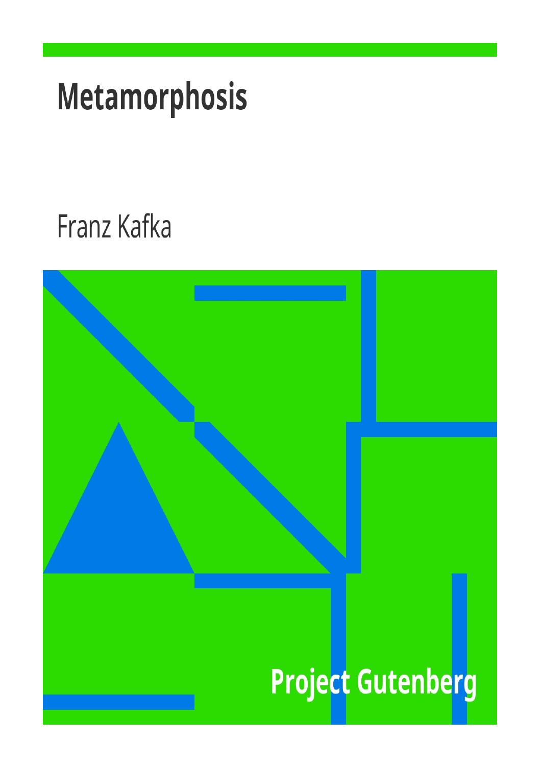# Metamorphosis

Franz Kafka

Project Gutenberg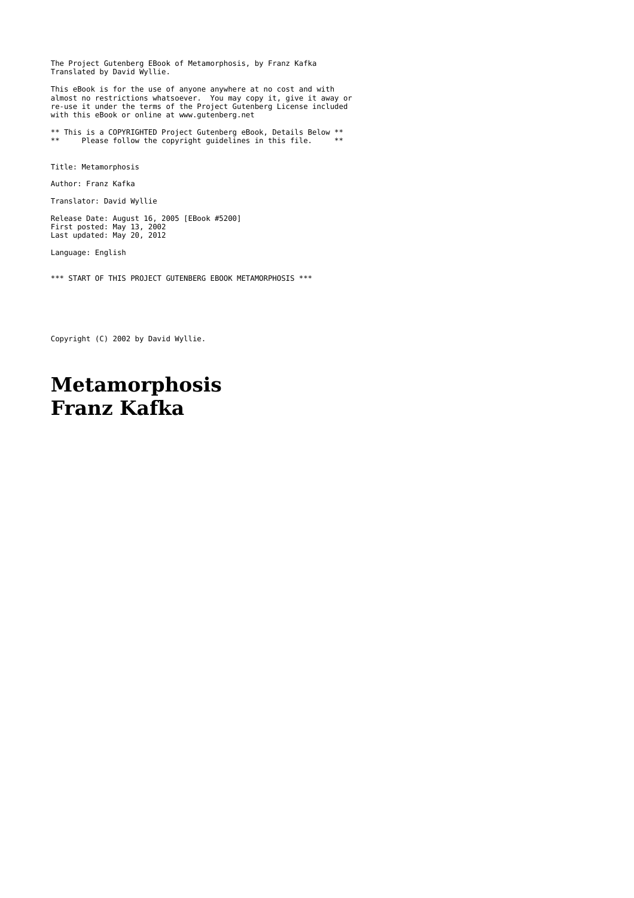The Project Gutenberg EBook of Metamorphosis, by Franz Kafka
Translated by David Wyllie.

This eBook is for the use of anyone anywhere at no cost and with
almost no restrictions whatsoever. You may copy it, give it away or
re-use it under the terms of the Project Gutenberg License included
with this eBook or online at www.gutenberg.net

** This is a COPYRIGHTED Project Gutenberg eBook, Details Below **
** Please follow the copyright guidelines in this file. **

Title: Metamorphosis

Author: Franz Kafka

Translator: David Wyllie

Release Date: August 16, 2005 [EBook #5200]
First posted: May 13, 2002
Last updated: May 20, 2012

Language: English

*** START OF THIS PROJECT GUTENBERG EBOOK METAMORPHOSIS ***

Copyright (C) 2002 by David Wyllie.

# Metamorphosis
# Franz Kafka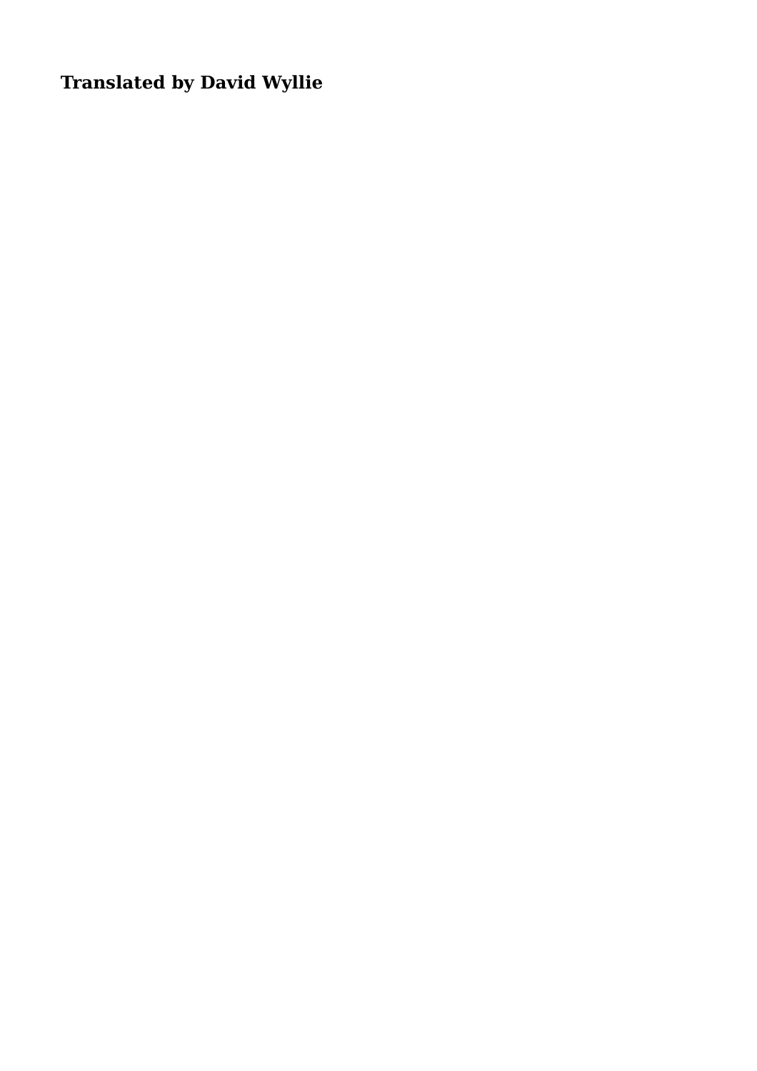**Translated by David Wyllie**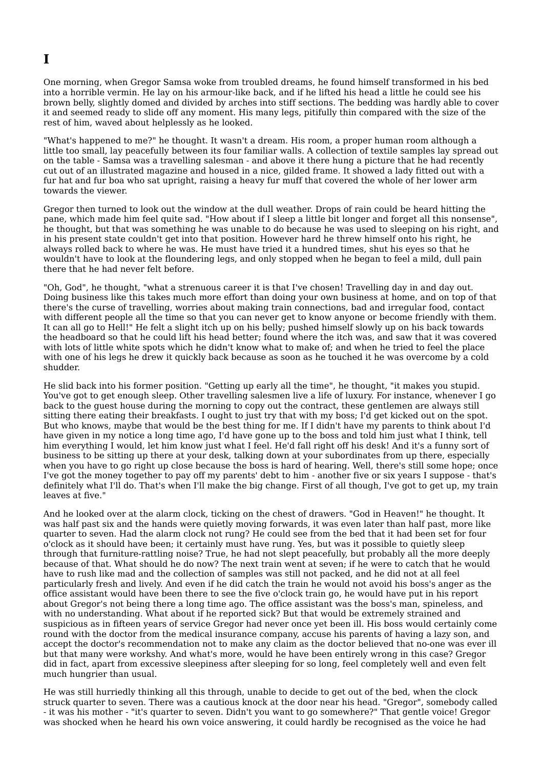# I

One morning, when Gregor Samsa woke from troubled dreams, he found himself transformed in his bed into a horrible vermin. He lay on his armour-like back, and if he lifted his head a little he could see his brown belly, slightly domed and divided by arches into stiff sections. The bedding was hardly able to cover it and seemed ready to slide off any moment. His many legs, pitifully thin compared with the size of the rest of him, waved about helplessly as he looked.

"What's happened to me?" he thought. It wasn't a dream. His room, a proper human room although a little too small, lay peacefully between its four familiar walls. A collection of textile samples lay spread out on the table - Samsa was a travelling salesman - and above it there hung a picture that he had recently cut out of an illustrated magazine and housed in a nice, gilded frame. It showed a lady fitted out with a fur hat and fur boa who sat upright, raising a heavy fur muff that covered the whole of her lower arm towards the viewer.

Gregor then turned to look out the window at the dull weather. Drops of rain could be heard hitting the pane, which made him feel quite sad. "How about if I sleep a little bit longer and forget all this nonsense", he thought, but that was something he was unable to do because he was used to sleeping on his right, and in his present state couldn't get into that position. However hard he threw himself onto his right, he always rolled back to where he was. He must have tried it a hundred times, shut his eyes so that he wouldn't have to look at the floundering legs, and only stopped when he began to feel a mild, dull pain there that he had never felt before.

"Oh, God", he thought, "what a strenuous career it is that I've chosen! Travelling day in and day out. Doing business like this takes much more effort than doing your own business at home, and on top of that there's the curse of travelling, worries about making train connections, bad and irregular food, contact with different people all the time so that you can never get to know anyone or become friendly with them. It can all go to Hell!" He felt a slight itch up on his belly; pushed himself slowly up on his back towards the headboard so that he could lift his head better; found where the itch was, and saw that it was covered with lots of little white spots which he didn't know what to make of; and when he tried to feel the place with one of his legs he drew it quickly back because as soon as he touched it he was overcome by a cold shudder.

He slid back into his former position. "Getting up early all the time", he thought, "it makes you stupid. You've got to get enough sleep. Other travelling salesmen live a life of luxury. For instance, whenever I go back to the guest house during the morning to copy out the contract, these gentlemen are always still sitting there eating their breakfasts. I ought to just try that with my boss; I'd get kicked out on the spot. But who knows, maybe that would be the best thing for me. If I didn't have my parents to think about I'd have given in my notice a long time ago, I'd have gone up to the boss and told him just what I think, tell him everything I would, let him know just what I feel. He'd fall right off his desk! And it's a funny sort of business to be sitting up there at your desk, talking down at your subordinates from up there, especially when you have to go right up close because the boss is hard of hearing. Well, there's still some hope; once I've got the money together to pay off my parents' debt to him - another five or six years I suppose - that's definitely what I'll do. That's when I'll make the big change. First of all though, I've got to get up, my train leaves at five."

And he looked over at the alarm clock, ticking on the chest of drawers. "God in Heaven!" he thought. It was half past six and the hands were quietly moving forwards, it was even later than half past, more like quarter to seven. Had the alarm clock not rung? He could see from the bed that it had been set for four o'clock as it should have been; it certainly must have rung. Yes, but was it possible to quietly sleep through that furniture-rattling noise? True, he had not slept peacefully, but probably all the more deeply because of that. What should he do now? The next train went at seven; if he were to catch that he would have to rush like mad and the collection of samples was still not packed, and he did not at all feel particularly fresh and lively. And even if he did catch the train he would not avoid his boss's anger as the office assistant would have been there to see the five o'clock train go, he would have put in his report about Gregor's not being there a long time ago. The office assistant was the boss's man, spineless, and with no understanding. What about if he reported sick? But that would be extremely strained and suspicious as in fifteen years of service Gregor had never once yet been ill. His boss would certainly come round with the doctor from the medical insurance company, accuse his parents of having a lazy son, and accept the doctor's recommendation not to make any claim as the doctor believed that no-one was ever ill but that many were workshy. And what's more, would he have been entirely wrong in this case? Gregor did in fact, apart from excessive sleepiness after sleeping for so long, feel completely well and even felt much hungrier than usual.

He was still hurriedly thinking all this through, unable to decide to get out of the bed, when the clock struck quarter to seven. There was a cautious knock at the door near his head. "Gregor", somebody called - it was his mother - "it's quarter to seven. Didn't you want to go somewhere?" That gentle voice! Gregor was shocked when he heard his own voice answering, it could hardly be recognised as the voice he had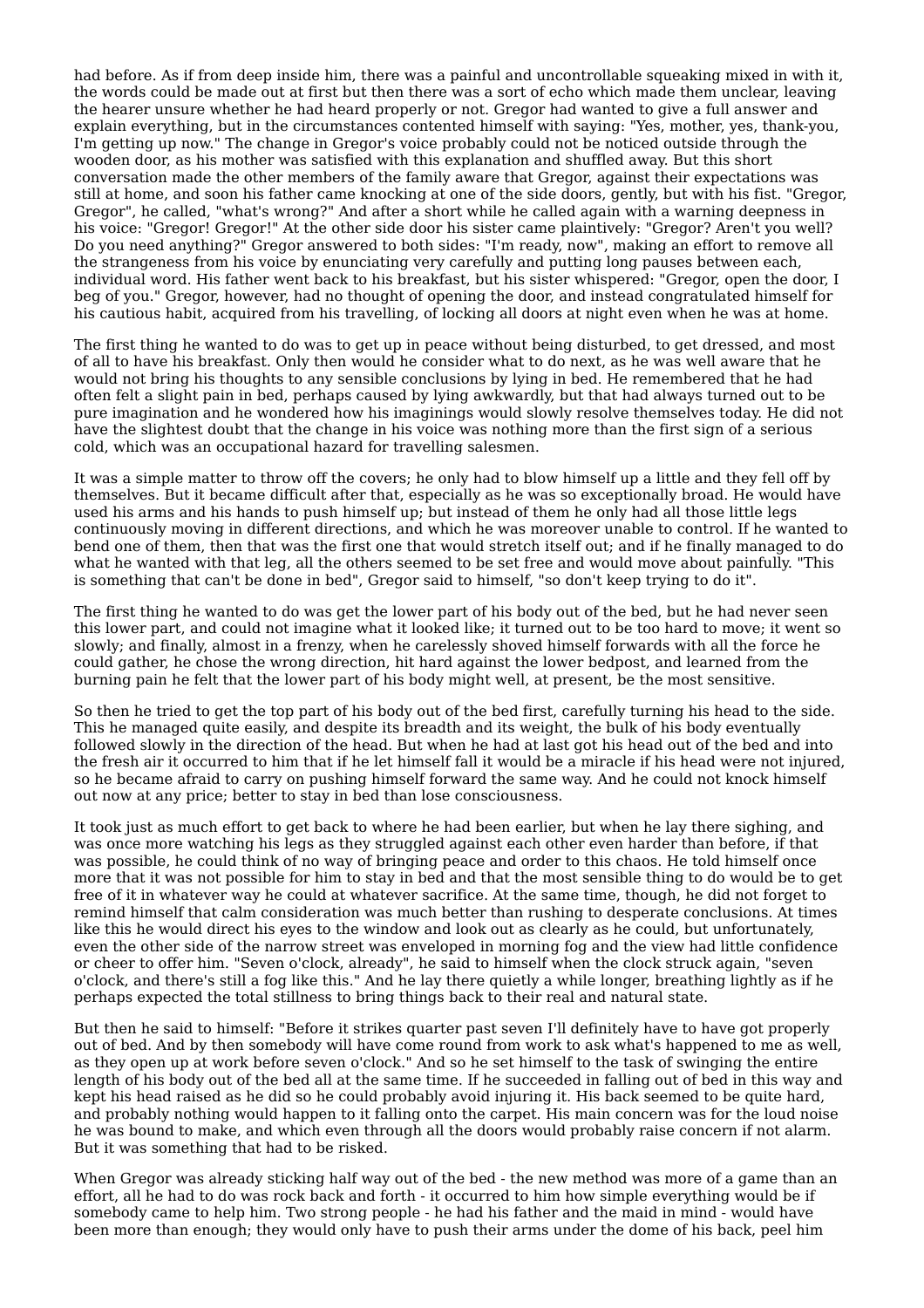had before. As if from deep inside him, there was a painful and uncontrollable squeaking mixed in with it, the words could be made out at first but then there was a sort of echo which made them unclear, leaving the hearer unsure whether he had heard properly or not. Gregor had wanted to give a full answer and explain everything, but in the circumstances contented himself with saying: "Yes, mother, yes, thank-you, I'm getting up now." The change in Gregor's voice probably could not be noticed outside through the wooden door, as his mother was satisfied with this explanation and shuffled away. But this short conversation made the other members of the family aware that Gregor, against their expectations was still at home, and soon his father came knocking at one of the side doors, gently, but with his fist. "Gregor, Gregor", he called, "what's wrong?" And after a short while he called again with a warning deepness in his voice: "Gregor! Gregor!" At the other side door his sister came plaintively: "Gregor? Aren't you well? Do you need anything?" Gregor answered to both sides: "I'm ready, now", making an effort to remove all the strangeness from his voice by enunciating very carefully and putting long pauses between each, individual word. His father went back to his breakfast, but his sister whispered: "Gregor, open the door, I beg of you." Gregor, however, had no thought of opening the door, and instead congratulated himself for his cautious habit, acquired from his travelling, of locking all doors at night even when he was at home.

The first thing he wanted to do was to get up in peace without being disturbed, to get dressed, and most of all to have his breakfast. Only then would he consider what to do next, as he was well aware that he would not bring his thoughts to any sensible conclusions by lying in bed. He remembered that he had often felt a slight pain in bed, perhaps caused by lying awkwardly, but that had always turned out to be pure imagination and he wondered how his imaginings would slowly resolve themselves today. He did not have the slightest doubt that the change in his voice was nothing more than the first sign of a serious cold, which was an occupational hazard for travelling salesmen.

It was a simple matter to throw off the covers; he only had to blow himself up a little and they fell off by themselves. But it became difficult after that, especially as he was so exceptionally broad. He would have used his arms and his hands to push himself up; but instead of them he only had all those little legs continuously moving in different directions, and which he was moreover unable to control. If he wanted to bend one of them, then that was the first one that would stretch itself out; and if he finally managed to do what he wanted with that leg, all the others seemed to be set free and would move about painfully. "This is something that can't be done in bed", Gregor said to himself, "so don't keep trying to do it".

The first thing he wanted to do was get the lower part of his body out of the bed, but he had never seen this lower part, and could not imagine what it looked like; it turned out to be too hard to move; it went so slowly; and finally, almost in a frenzy, when he carelessly shoved himself forwards with all the force he could gather, he chose the wrong direction, hit hard against the lower bedpost, and learned from the burning pain he felt that the lower part of his body might well, at present, be the most sensitive.

So then he tried to get the top part of his body out of the bed first, carefully turning his head to the side. This he managed quite easily, and despite its breadth and its weight, the bulk of his body eventually followed slowly in the direction of the head. But when he had at last got his head out of the bed and into the fresh air it occurred to him that if he let himself fall it would be a miracle if his head were not injured, so he became afraid to carry on pushing himself forward the same way. And he could not knock himself out now at any price; better to stay in bed than lose consciousness.

It took just as much effort to get back to where he had been earlier, but when he lay there sighing, and was once more watching his legs as they struggled against each other even harder than before, if that was possible, he could think of no way of bringing peace and order to this chaos. He told himself once more that it was not possible for him to stay in bed and that the most sensible thing to do would be to get free of it in whatever way he could at whatever sacrifice. At the same time, though, he did not forget to remind himself that calm consideration was much better than rushing to desperate conclusions. At times like this he would direct his eyes to the window and look out as clearly as he could, but unfortunately, even the other side of the narrow street was enveloped in morning fog and the view had little confidence or cheer to offer him. "Seven o'clock, already", he said to himself when the clock struck again, "seven o'clock, and there's still a fog like this." And he lay there quietly a while longer, breathing lightly as if he perhaps expected the total stillness to bring things back to their real and natural state.

But then he said to himself: "Before it strikes quarter past seven I'll definitely have to have got properly out of bed. And by then somebody will have come round from work to ask what's happened to me as well, as they open up at work before seven o'clock." And so he set himself to the task of swinging the entire length of his body out of the bed all at the same time. If he succeeded in falling out of bed in this way and kept his head raised as he did so he could probably avoid injuring it. His back seemed to be quite hard, and probably nothing would happen to it falling onto the carpet. His main concern was for the loud noise he was bound to make, and which even through all the doors would probably raise concern if not alarm. But it was something that had to be risked.

When Gregor was already sticking half way out of the bed - the new method was more of a game than an effort, all he had to do was rock back and forth - it occurred to him how simple everything would be if somebody came to help him. Two strong people - he had his father and the maid in mind - would have been more than enough; they would only have to push their arms under the dome of his back, peel him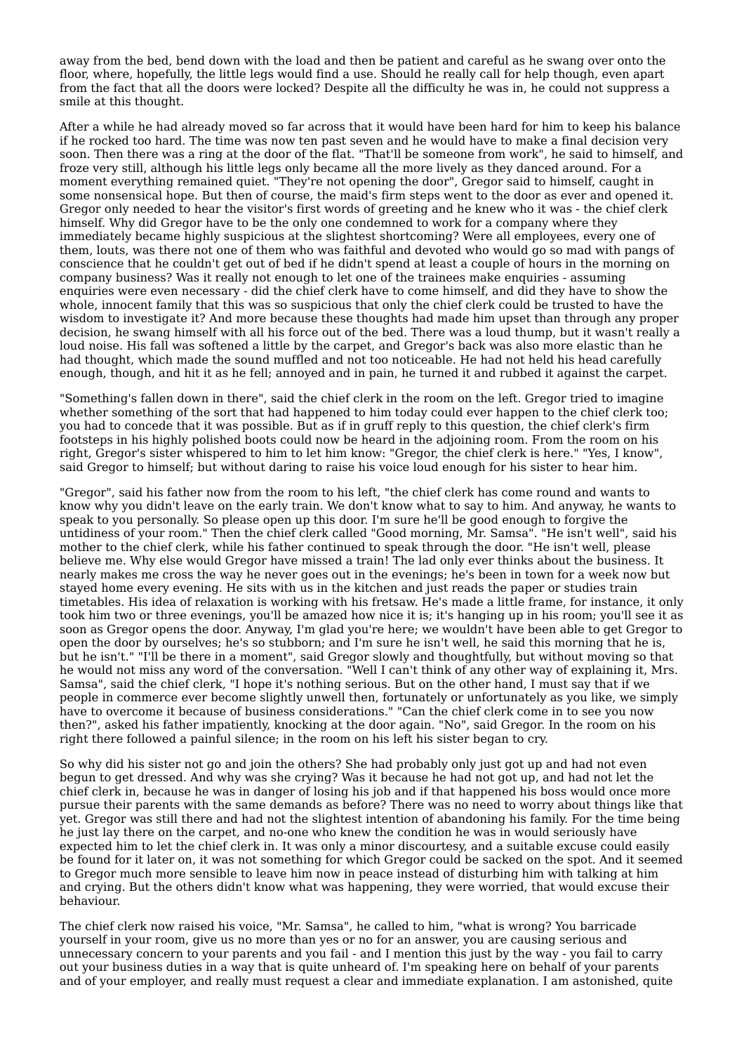away from the bed, bend down with the load and then be patient and careful as he swang over onto the floor, where, hopefully, the little legs would find a use. Should he really call for help though, even apart from the fact that all the doors were locked? Despite all the difficulty he was in, he could not suppress a smile at this thought.

After a while he had already moved so far across that it would have been hard for him to keep his balance if he rocked too hard. The time was now ten past seven and he would have to make a final decision very soon. Then there was a ring at the door of the flat. "That'll be someone from work", he said to himself, and froze very still, although his little legs only became all the more lively as they danced around. For a moment everything remained quiet. "They're not opening the door", Gregor said to himself, caught in some nonsensical hope. But then of course, the maid's firm steps went to the door as ever and opened it. Gregor only needed to hear the visitor's first words of greeting and he knew who it was - the chief clerk himself. Why did Gregor have to be the only one condemned to work for a company where they immediately became highly suspicious at the slightest shortcoming? Were all employees, every one of them, louts, was there not one of them who was faithful and devoted who would go so mad with pangs of conscience that he couldn't get out of bed if he didn't spend at least a couple of hours in the morning on company business? Was it really not enough to let one of the trainees make enquiries - assuming enquiries were even necessary - did the chief clerk have to come himself, and did they have to show the whole, innocent family that this was so suspicious that only the chief clerk could be trusted to have the wisdom to investigate it? And more because these thoughts had made him upset than through any proper decision, he swang himself with all his force out of the bed. There was a loud thump, but it wasn't really a loud noise. His fall was softened a little by the carpet, and Gregor's back was also more elastic than he had thought, which made the sound muffled and not too noticeable. He had not held his head carefully enough, though, and hit it as he fell; annoyed and in pain, he turned it and rubbed it against the carpet.

"Something's fallen down in there", said the chief clerk in the room on the left. Gregor tried to imagine whether something of the sort that had happened to him today could ever happen to the chief clerk too; you had to concede that it was possible. But as if in gruff reply to this question, the chief clerk's firm footsteps in his highly polished boots could now be heard in the adjoining room. From the room on his right, Gregor's sister whispered to him to let him know: "Gregor, the chief clerk is here." "Yes, I know", said Gregor to himself; but without daring to raise his voice loud enough for his sister to hear him.

"Gregor", said his father now from the room to his left, "the chief clerk has come round and wants to know why you didn't leave on the early train. We don't know what to say to him. And anyway, he wants to speak to you personally. So please open up this door. I'm sure he'll be good enough to forgive the untidiness of your room." Then the chief clerk called "Good morning, Mr. Samsa". "He isn't well", said his mother to the chief clerk, while his father continued to speak through the door. "He isn't well, please believe me. Why else would Gregor have missed a train! The lad only ever thinks about the business. It nearly makes me cross the way he never goes out in the evenings; he's been in town for a week now but stayed home every evening. He sits with us in the kitchen and just reads the paper or studies train timetables. His idea of relaxation is working with his fretsaw. He's made a little frame, for instance, it only took him two or three evenings, you'll be amazed how nice it is; it's hanging up in his room; you'll see it as soon as Gregor opens the door. Anyway, I'm glad you're here; we wouldn't have been able to get Gregor to open the door by ourselves; he's so stubborn; and I'm sure he isn't well, he said this morning that he is, but he isn't." "I'll be there in a moment", said Gregor slowly and thoughtfully, but without moving so that he would not miss any word of the conversation. "Well I can't think of any other way of explaining it, Mrs. Samsa", said the chief clerk, "I hope it's nothing serious. But on the other hand, I must say that if we people in commerce ever become slightly unwell then, fortunately or unfortunately as you like, we simply have to overcome it because of business considerations." "Can the chief clerk come in to see you now then?", asked his father impatiently, knocking at the door again. "No", said Gregor. In the room on his right there followed a painful silence; in the room on his left his sister began to cry.

So why did his sister not go and join the others? She had probably only just got up and had not even begun to get dressed. And why was she crying? Was it because he had not got up, and had not let the chief clerk in, because he was in danger of losing his job and if that happened his boss would once more pursue their parents with the same demands as before? There was no need to worry about things like that yet. Gregor was still there and had not the slightest intention of abandoning his family. For the time being he just lay there on the carpet, and no-one who knew the condition he was in would seriously have expected him to let the chief clerk in. It was only a minor discourtesy, and a suitable excuse could easily be found for it later on, it was not something for which Gregor could be sacked on the spot. And it seemed to Gregor much more sensible to leave him now in peace instead of disturbing him with talking at him and crying. But the others didn't know what was happening, they were worried, that would excuse their behaviour.

The chief clerk now raised his voice, "Mr. Samsa", he called to him, "what is wrong? You barricade yourself in your room, give us no more than yes or no for an answer, you are causing serious and unnecessary concern to your parents and you fail - and I mention this just by the way - you fail to carry out your business duties in a way that is quite unheard of. I'm speaking here on behalf of your parents and of your employer, and really must request a clear and immediate explanation. I am astonished, quite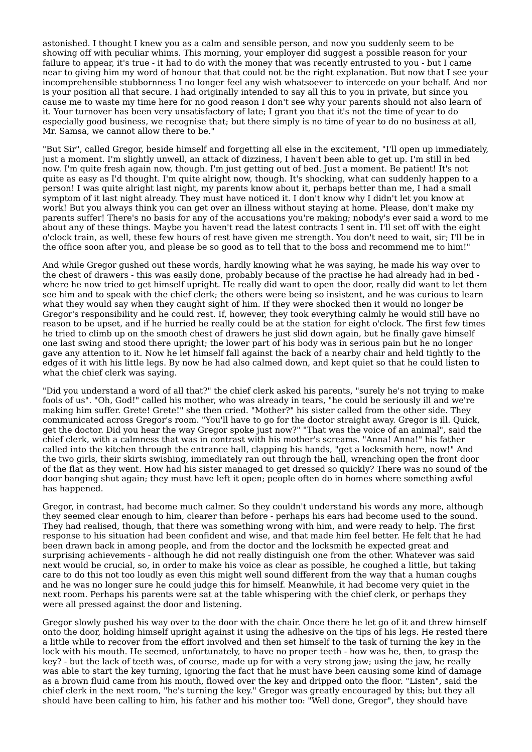astonished. I thought I knew you as a calm and sensible person, and now you suddenly seem to be showing off with peculiar whims. This morning, your employer did suggest a possible reason for your failure to appear, it's true - it had to do with the money that was recently entrusted to you - but I came near to giving him my word of honour that that could not be the right explanation. But now that I see your incomprehensible stubbornness I no longer feel any wish whatsoever to intercede on your behalf. And nor is your position all that secure. I had originally intended to say all this to you in private, but since you cause me to waste my time here for no good reason I don't see why your parents should not also learn of it. Your turnover has been very unsatisfactory of late; I grant you that it's not the time of year to do especially good business, we recognise that; but there simply is no time of year to do no business at all, Mr. Samsa, we cannot allow there to be."

"But Sir", called Gregor, beside himself and forgetting all else in the excitement, "I'll open up immediately, just a moment. I'm slightly unwell, an attack of dizziness, I haven't been able to get up. I'm still in bed now. I'm quite fresh again now, though. I'm just getting out of bed. Just a moment. Be patient! It's not quite as easy as I'd thought. I'm quite alright now, though. It's shocking, what can suddenly happen to a person! I was quite alright last night, my parents know about it, perhaps better than me, I had a small symptom of it last night already. They must have noticed it. I don't know why I didn't let you know at work! But you always think you can get over an illness without staying at home. Please, don't make my parents suffer! There's no basis for any of the accusations you're making; nobody's ever said a word to me about any of these things. Maybe you haven't read the latest contracts I sent in. I'll set off with the eight o'clock train, as well, these few hours of rest have given me strength. You don't need to wait, sir; I'll be in the office soon after you, and please be so good as to tell that to the boss and recommend me to him!"

And while Gregor gushed out these words, hardly knowing what he was saying, he made his way over to the chest of drawers - this was easily done, probably because of the practise he had already had in bed - where he now tried to get himself upright. He really did want to open the door, really did want to let them see him and to speak with the chief clerk; the others were being so insistent, and he was curious to learn what they would say when they caught sight of him. If they were shocked then it would no longer be Gregor's responsibility and he could rest. If, however, they took everything calmly he would still have no reason to be upset, and if he hurried he really could be at the station for eight o'clock. The first few times he tried to climb up on the smooth chest of drawers he just slid down again, but he finally gave himself one last swing and stood there upright; the lower part of his body was in serious pain but he no longer gave any attention to it. Now he let himself fall against the back of a nearby chair and held tightly to the edges of it with his little legs. By now he had also calmed down, and kept quiet so that he could listen to what the chief clerk was saying.

"Did you understand a word of all that?" the chief clerk asked his parents, "surely he's not trying to make fools of us". "Oh, God!" called his mother, who was already in tears, "he could be seriously ill and we're making him suffer. Grete! Grete!" "Mother?" his sister called from the other side. They communicated across Gregor's room. "You'll have to go for the doctor straight away. Gregor is ill. Quick, get the doctor. Did you hear the way Gregor spoke just now?" "That was the voice of an animal", said the chief clerk, with a calmness that was in contrast with his mother's screams. "Anna! Anna!" his father called into the kitchen through the entrance hall, clapping his hands, "get a locksmith here, now!" And the two girls, their skirts swishing, immediately ran out through the hall, wrenching open the front door of the flat as they went. How had his sister managed to get dressed so quickly? There was no sound of the door banging shut again; they must have left it open; people often do in homes where something awful has happened.

Gregor, in contrast, had become much calmer. So they couldn't understand his words any more, although they seemed clear enough to him, clearer than before - perhaps his ears had become used to the sound. They had realised, though, that there was something wrong with him, and were ready to help. The first response to his situation had been confident and wise, and that made him feel better. He felt that he had been drawn back in among people, and from the doctor and the locksmith he expected great and surprising achievements - although he did not really distinguish one from the other. Whatever was said next would be crucial, so, in order to make his voice as clear as possible, he coughed a little, but taking care to do this not too loudly as even this might well sound different from the way that a human coughs and he was no longer sure he could judge this for himself. Meanwhile, it had become very quiet in the next room. Perhaps his parents were sat at the table whispering with the chief clerk, or perhaps they were all pressed against the door and listening.

Gregor slowly pushed his way over to the door with the chair. Once there he let go of it and threw himself onto the door, holding himself upright against it using the adhesive on the tips of his legs. He rested there a little while to recover from the effort involved and then set himself to the task of turning the key in the lock with his mouth. He seemed, unfortunately, to have no proper teeth - how was he, then, to grasp the key? - but the lack of teeth was, of course, made up for with a very strong jaw; using the jaw, he really was able to start the key turning, ignoring the fact that he must have been causing some kind of damage as a brown fluid came from his mouth, flowed over the key and dripped onto the floor. "Listen", said the chief clerk in the next room, "he's turning the key." Gregor was greatly encouraged by this; but they all should have been calling to him, his father and his mother too: "Well done, Gregor", they should have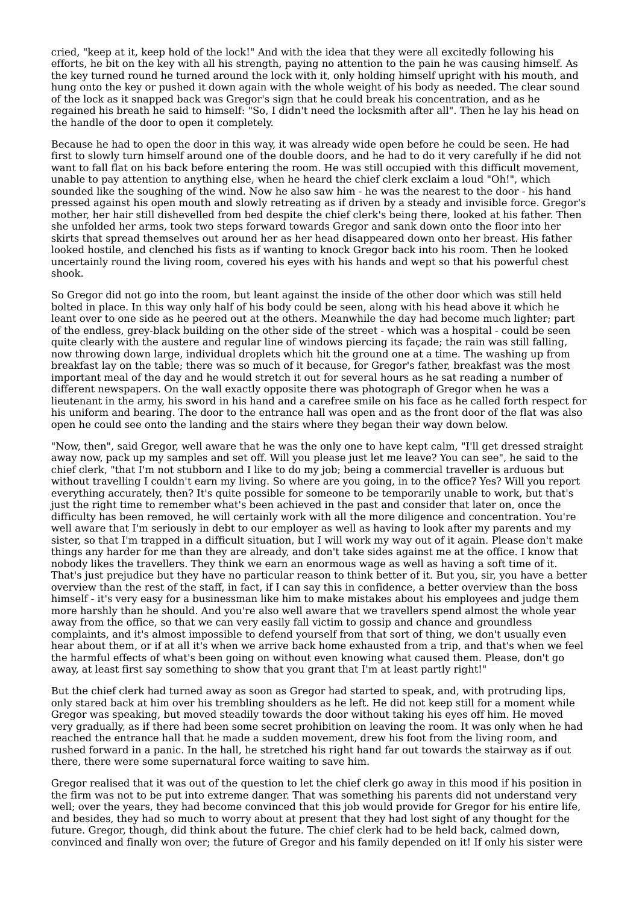cried, "keep at it, keep hold of the lock!" And with the idea that they were all excitedly following his efforts, he bit on the key with all his strength, paying no attention to the pain he was causing himself. As the key turned round he turned around the lock with it, only holding himself upright with his mouth, and hung onto the key or pushed it down again with the whole weight of his body as needed. The clear sound of the lock as it snapped back was Gregor's sign that he could break his concentration, and as he regained his breath he said to himself: "So, I didn't need the locksmith after all". Then he lay his head on the handle of the door to open it completely.

Because he had to open the door in this way, it was already wide open before he could be seen. He had first to slowly turn himself around one of the double doors, and he had to do it very carefully if he did not want to fall flat on his back before entering the room. He was still occupied with this difficult movement, unable to pay attention to anything else, when he heard the chief clerk exclaim a loud "Oh!", which sounded like the soughing of the wind. Now he also saw him - he was the nearest to the door - his hand pressed against his open mouth and slowly retreating as if driven by a steady and invisible force. Gregor's mother, her hair still dishevelled from bed despite the chief clerk's being there, looked at his father. Then she unfolded her arms, took two steps forward towards Gregor and sank down onto the floor into her skirts that spread themselves out around her as her head disappeared down onto her breast. His father looked hostile, and clenched his fists as if wanting to knock Gregor back into his room. Then he looked uncertainly round the living room, covered his eyes with his hands and wept so that his powerful chest shook.

So Gregor did not go into the room, but leant against the inside of the other door which was still held bolted in place. In this way only half of his body could be seen, along with his head above it which he leant over to one side as he peered out at the others. Meanwhile the day had become much lighter; part of the endless, grey-black building on the other side of the street - which was a hospital - could be seen quite clearly with the austere and regular line of windows piercing its façade; the rain was still falling, now throwing down large, individual droplets which hit the ground one at a time. The washing up from breakfast lay on the table; there was so much of it because, for Gregor's father, breakfast was the most important meal of the day and he would stretch it out for several hours as he sat reading a number of different newspapers. On the wall exactly opposite there was photograph of Gregor when he was a lieutenant in the army, his sword in his hand and a carefree smile on his face as he called forth respect for his uniform and bearing. The door to the entrance hall was open and as the front door of the flat was also open he could see onto the landing and the stairs where they began their way down below.

"Now, then", said Gregor, well aware that he was the only one to have kept calm, "I'll get dressed straight away now, pack up my samples and set off. Will you please just let me leave? You can see", he said to the chief clerk, "that I'm not stubborn and I like to do my job; being a commercial traveller is arduous but without travelling I couldn't earn my living. So where are you going, in to the office? Yes? Will you report everything accurately, then? It's quite possible for someone to be temporarily unable to work, but that's just the right time to remember what's been achieved in the past and consider that later on, once the difficulty has been removed, he will certainly work with all the more diligence and concentration. You're well aware that I'm seriously in debt to our employer as well as having to look after my parents and my sister, so that I'm trapped in a difficult situation, but I will work my way out of it again. Please don't make things any harder for me than they are already, and don't take sides against me at the office. I know that nobody likes the travellers. They think we earn an enormous wage as well as having a soft time of it. That's just prejudice but they have no particular reason to think better of it. But you, sir, you have a better overview than the rest of the staff, in fact, if I can say this in confidence, a better overview than the boss himself - it's very easy for a businessman like him to make mistakes about his employees and judge them more harshly than he should. And you're also well aware that we travellers spend almost the whole year away from the office, so that we can very easily fall victim to gossip and chance and groundless complaints, and it's almost impossible to defend yourself from that sort of thing, we don't usually even hear about them, or if at all it's when we arrive back home exhausted from a trip, and that's when we feel the harmful effects of what's been going on without even knowing what caused them. Please, don't go away, at least first say something to show that you grant that I'm at least partly right!"

But the chief clerk had turned away as soon as Gregor had started to speak, and, with protruding lips, only stared back at him over his trembling shoulders as he left. He did not keep still for a moment while Gregor was speaking, but moved steadily towards the door without taking his eyes off him. He moved very gradually, as if there had been some secret prohibition on leaving the room. It was only when he had reached the entrance hall that he made a sudden movement, drew his foot from the living room, and rushed forward in a panic. In the hall, he stretched his right hand far out towards the stairway as if out there, there were some supernatural force waiting to save him.

Gregor realised that it was out of the question to let the chief clerk go away in this mood if his position in the firm was not to be put into extreme danger. That was something his parents did not understand very well; over the years, they had become convinced that this job would provide for Gregor for his entire life, and besides, they had so much to worry about at present that they had lost sight of any thought for the future. Gregor, though, did think about the future. The chief clerk had to be held back, calmed down, convinced and finally won over; the future of Gregor and his family depended on it! If only his sister were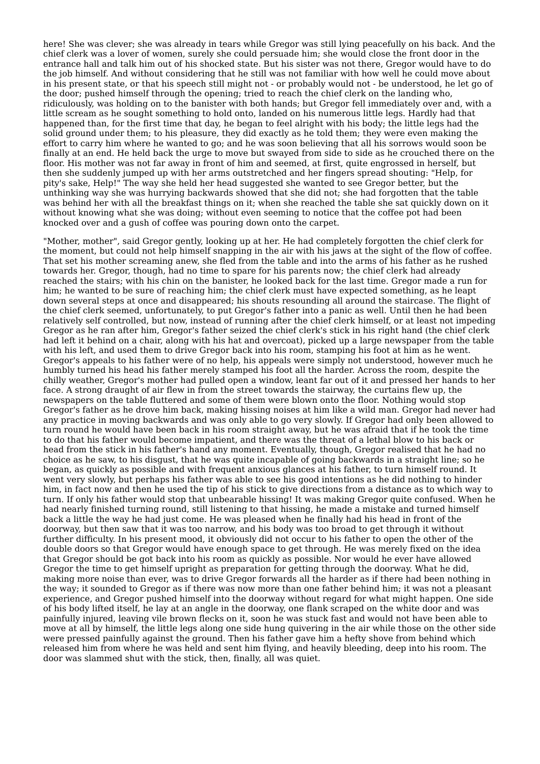here! She was clever; she was already in tears while Gregor was still lying peacefully on his back. And the chief clerk was a lover of women, surely she could persuade him; she would close the front door in the entrance hall and talk him out of his shocked state. But his sister was not there, Gregor would have to do the job himself. And without considering that he still was not familiar with how well he could move about in his present state, or that his speech still might not - or probably would not - be understood, he let go of the door; pushed himself through the opening; tried to reach the chief clerk on the landing who, ridiculously, was holding on to the banister with both hands; but Gregor fell immediately over and, with a little scream as he sought something to hold onto, landed on his numerous little legs. Hardly had that happened than, for the first time that day, he began to feel alright with his body; the little legs had the solid ground under them; to his pleasure, they did exactly as he told them; they were even making the effort to carry him where he wanted to go; and he was soon believing that all his sorrows would soon be finally at an end. He held back the urge to move but swayed from side to side as he crouched there on the floor. His mother was not far away in front of him and seemed, at first, quite engrossed in herself, but then she suddenly jumped up with her arms outstretched and her fingers spread shouting: "Help, for pity's sake, Help!" The way she held her head suggested she wanted to see Gregor better, but the unthinking way she was hurrying backwards showed that she did not; she had forgotten that the table was behind her with all the breakfast things on it; when she reached the table she sat quickly down on it without knowing what she was doing; without even seeming to notice that the coffee pot had been knocked over and a gush of coffee was pouring down onto the carpet.

"Mother, mother", said Gregor gently, looking up at her. He had completely forgotten the chief clerk for the moment, but could not help himself snapping in the air with his jaws at the sight of the flow of coffee. That set his mother screaming anew, she fled from the table and into the arms of his father as he rushed towards her. Gregor, though, had no time to spare for his parents now; the chief clerk had already reached the stairs; with his chin on the banister, he looked back for the last time. Gregor made a run for him; he wanted to be sure of reaching him; the chief clerk must have expected something, as he leapt down several steps at once and disappeared; his shouts resounding all around the staircase. The flight of the chief clerk seemed, unfortunately, to put Gregor's father into a panic as well. Until then he had been relatively self controlled, but now, instead of running after the chief clerk himself, or at least not impeding Gregor as he ran after him, Gregor's father seized the chief clerk's stick in his right hand (the chief clerk had left it behind on a chair, along with his hat and overcoat), picked up a large newspaper from the table with his left, and used them to drive Gregor back into his room, stamping his foot at him as he went. Gregor's appeals to his father were of no help, his appeals were simply not understood, however much he humbly turned his head his father merely stamped his foot all the harder. Across the room, despite the chilly weather, Gregor's mother had pulled open a window, leant far out of it and pressed her hands to her face. A strong draught of air flew in from the street towards the stairway, the curtains flew up, the newspapers on the table fluttered and some of them were blown onto the floor. Nothing would stop Gregor's father as he drove him back, making hissing noises at him like a wild man. Gregor had never had any practice in moving backwards and was only able to go very slowly. If Gregor had only been allowed to turn round he would have been back in his room straight away, but he was afraid that if he took the time to do that his father would become impatient, and there was the threat of a lethal blow to his back or head from the stick in his father's hand any moment. Eventually, though, Gregor realised that he had no choice as he saw, to his disgust, that he was quite incapable of going backwards in a straight line; so he began, as quickly as possible and with frequent anxious glances at his father, to turn himself round. It went very slowly, but perhaps his father was able to see his good intentions as he did nothing to hinder him, in fact now and then he used the tip of his stick to give directions from a distance as to which way to turn. If only his father would stop that unbearable hissing! It was making Gregor quite confused. When he had nearly finished turning round, still listening to that hissing, he made a mistake and turned himself back a little the way he had just come. He was pleased when he finally had his head in front of the doorway, but then saw that it was too narrow, and his body was too broad to get through it without further difficulty. In his present mood, it obviously did not occur to his father to open the other of the double doors so that Gregor would have enough space to get through. He was merely fixed on the idea that Gregor should be got back into his room as quickly as possible. Nor would he ever have allowed Gregor the time to get himself upright as preparation for getting through the doorway. What he did, making more noise than ever, was to drive Gregor forwards all the harder as if there had been nothing in the way; it sounded to Gregor as if there was now more than one father behind him; it was not a pleasant experience, and Gregor pushed himself into the doorway without regard for what might happen. One side of his body lifted itself, he lay at an angle in the doorway, one flank scraped on the white door and was painfully injured, leaving vile brown flecks on it, soon he was stuck fast and would not have been able to move at all by himself, the little legs along one side hung quivering in the air while those on the other side were pressed painfully against the ground. Then his father gave him a hefty shove from behind which released him from where he was held and sent him flying, and heavily bleeding, deep into his room. The door was slammed shut with the stick, then, finally, all was quiet.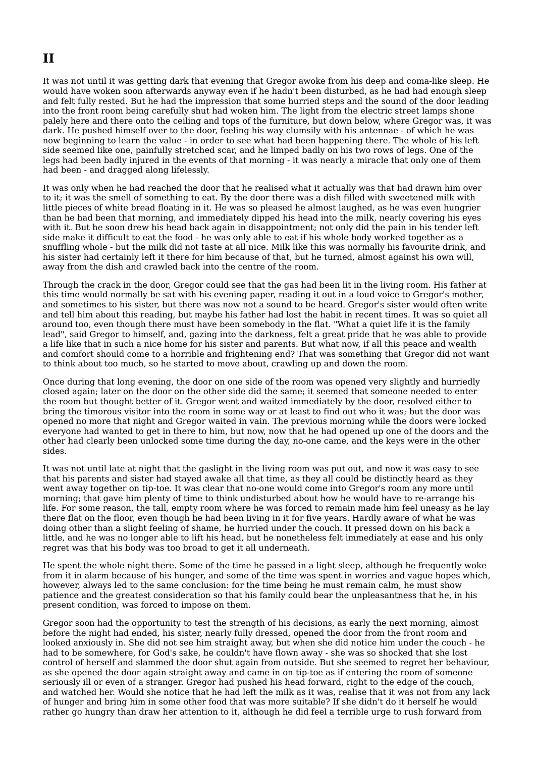## II

It was not until it was getting dark that evening that Gregor awoke from his deep and coma-like sleep. He would have woken soon afterwards anyway even if he hadn't been disturbed, as he had had enough sleep and felt fully rested. But he had the impression that some hurried steps and the sound of the door leading into the front room being carefully shut had woken him. The light from the electric street lamps shone palely here and there onto the ceiling and tops of the furniture, but down below, where Gregor was, it was dark. He pushed himself over to the door, feeling his way clumsily with his antennae - of which he was now beginning to learn the value - in order to see what had been happening there. The whole of his left side seemed like one, painfully stretched scar, and he limped badly on his two rows of legs. One of the legs had been badly injured in the events of that morning - it was nearly a miracle that only one of them had been - and dragged along lifelessly.

It was only when he had reached the door that he realised what it actually was that had drawn him over to it; it was the smell of something to eat. By the door there was a dish filled with sweetened milk with little pieces of white bread floating in it. He was so pleased he almost laughed, as he was even hungrier than he had been that morning, and immediately dipped his head into the milk, nearly covering his eyes with it. But he soon drew his head back again in disappointment; not only did the pain in his tender left side make it difficult to eat the food - he was only able to eat if his whole body worked together as a snuffling whole - but the milk did not taste at all nice. Milk like this was normally his favourite drink, and his sister had certainly left it there for him because of that, but he turned, almost against his own will, away from the dish and crawled back into the centre of the room.

Through the crack in the door, Gregor could see that the gas had been lit in the living room. His father at this time would normally be sat with his evening paper, reading it out in a loud voice to Gregor's mother, and sometimes to his sister, but there was now not a sound to be heard. Gregor's sister would often write and tell him about this reading, but maybe his father had lost the habit in recent times. It was so quiet all around too, even though there must have been somebody in the flat. "What a quiet life it is the family lead", said Gregor to himself, and, gazing into the darkness, felt a great pride that he was able to provide a life like that in such a nice home for his sister and parents. But what now, if all this peace and wealth and comfort should come to a horrible and frightening end? That was something that Gregor did not want to think about too much, so he started to move about, crawling up and down the room.

Once during that long evening, the door on one side of the room was opened very slightly and hurriedly closed again; later on the door on the other side did the same; it seemed that someone needed to enter the room but thought better of it. Gregor went and waited immediately by the door, resolved either to bring the timorous visitor into the room in some way or at least to find out who it was; but the door was opened no more that night and Gregor waited in vain. The previous morning while the doors were locked everyone had wanted to get in there to him, but now, now that he had opened up one of the doors and the other had clearly been unlocked some time during the day, no-one came, and the keys were in the other sides.

It was not until late at night that the gaslight in the living room was put out, and now it was easy to see that his parents and sister had stayed awake all that time, as they all could be distinctly heard as they went away together on tip-toe. It was clear that no-one would come into Gregor's room any more until morning; that gave him plenty of time to think undisturbed about how he would have to re-arrange his life. For some reason, the tall, empty room where he was forced to remain made him feel uneasy as he lay there flat on the floor, even though he had been living in it for five years. Hardly aware of what he was doing other than a slight feeling of shame, he hurried under the couch. It pressed down on his back a little, and he was no longer able to lift his head, but he nonetheless felt immediately at ease and his only regret was that his body was too broad to get it all underneath.

He spent the whole night there. Some of the time he passed in a light sleep, although he frequently woke from it in alarm because of his hunger, and some of the time was spent in worries and vague hopes which, however, always led to the same conclusion: for the time being he must remain calm, he must show patience and the greatest consideration so that his family could bear the unpleasantness that he, in his present condition, was forced to impose on them.

Gregor soon had the opportunity to test the strength of his decisions, as early the next morning, almost before the night had ended, his sister, nearly fully dressed, opened the door from the front room and looked anxiously in. She did not see him straight away, but when she did notice him under the couch - he had to be somewhere, for God's sake, he couldn't have flown away - she was so shocked that she lost control of herself and slammed the door shut again from outside. But she seemed to regret her behaviour, as she opened the door again straight away and came in on tip-toe as if entering the room of someone seriously ill or even of a stranger. Gregor had pushed his head forward, right to the edge of the couch, and watched her. Would she notice that he had left the milk as it was, realise that it was not from any lack of hunger and bring him in some other food that was more suitable? If she didn't do it herself he would rather go hungry than draw her attention to it, although he did feel a terrible urge to rush forward from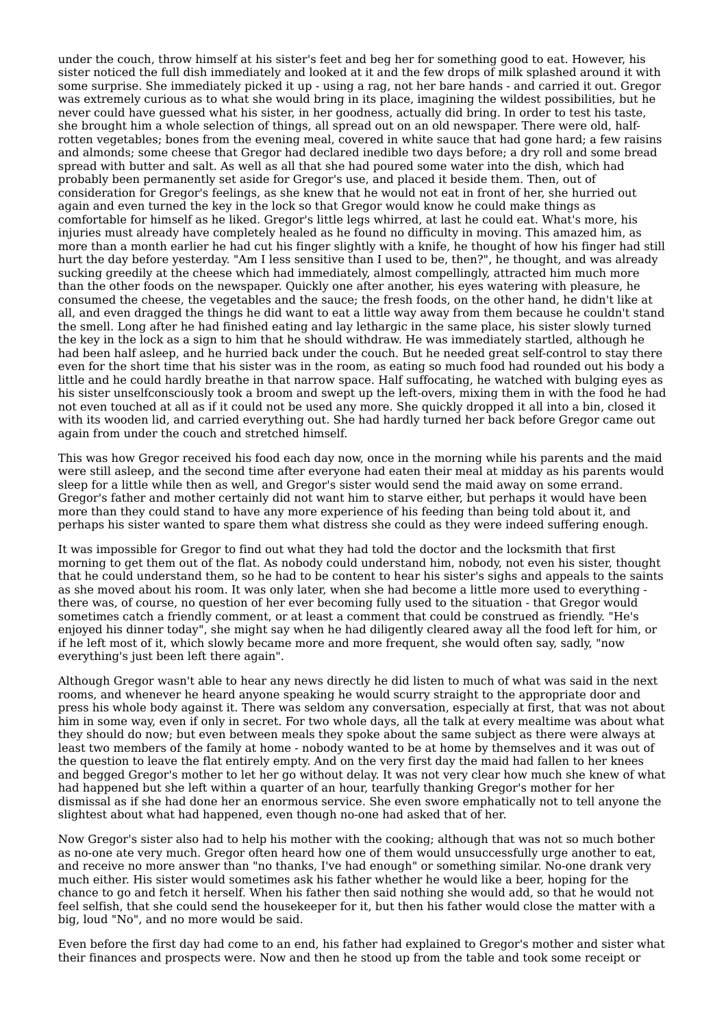under the couch, throw himself at his sister's feet and beg her for something good to eat. However, his sister noticed the full dish immediately and looked at it and the few drops of milk splashed around it with some surprise. She immediately picked it up - using a rag, not her bare hands - and carried it out. Gregor was extremely curious as to what she would bring in its place, imagining the wildest possibilities, but he never could have guessed what his sister, in her goodness, actually did bring. In order to test his taste, she brought him a whole selection of things, all spread out on an old newspaper. There were old, half-rotten vegetables; bones from the evening meal, covered in white sauce that had gone hard; a few raisins and almonds; some cheese that Gregor had declared inedible two days before; a dry roll and some bread spread with butter and salt. As well as all that she had poured some water into the dish, which had probably been permanently set aside for Gregor's use, and placed it beside them. Then, out of consideration for Gregor's feelings, as she knew that he would not eat in front of her, she hurried out again and even turned the key in the lock so that Gregor would know he could make things as comfortable for himself as he liked. Gregor's little legs whirred, at last he could eat. What's more, his injuries must already have completely healed as he found no difficulty in moving. This amazed him, as more than a month earlier he had cut his finger slightly with a knife, he thought of how his finger had still hurt the day before yesterday. "Am I less sensitive than I used to be, then?", he thought, and was already sucking greedily at the cheese which had immediately, almost compellingly, attracted him much more than the other foods on the newspaper. Quickly one after another, his eyes watering with pleasure, he consumed the cheese, the vegetables and the sauce; the fresh foods, on the other hand, he didn't like at all, and even dragged the things he did want to eat a little way away from them because he couldn't stand the smell. Long after he had finished eating and lay lethargic in the same place, his sister slowly turned the key in the lock as a sign to him that he should withdraw. He was immediately startled, although he had been half asleep, and he hurried back under the couch. But he needed great self-control to stay there even for the short time that his sister was in the room, as eating so much food had rounded out his body a little and he could hardly breathe in that narrow space. Half suffocating, he watched with bulging eyes as his sister unselfconsciously took a broom and swept up the left-overs, mixing them in with the food he had not even touched at all as if it could not be used any more. She quickly dropped it all into a bin, closed it with its wooden lid, and carried everything out. She had hardly turned her back before Gregor came out again from under the couch and stretched himself.

This was how Gregor received his food each day now, once in the morning while his parents and the maid were still asleep, and the second time after everyone had eaten their meal at midday as his parents would sleep for a little while then as well, and Gregor's sister would send the maid away on some errand. Gregor's father and mother certainly did not want him to starve either, but perhaps it would have been more than they could stand to have any more experience of his feeding than being told about it, and perhaps his sister wanted to spare them what distress she could as they were indeed suffering enough.

It was impossible for Gregor to find out what they had told the doctor and the locksmith that first morning to get them out of the flat. As nobody could understand him, nobody, not even his sister, thought that he could understand them, so he had to be content to hear his sister's sighs and appeals to the saints as she moved about his room. It was only later, when she had become a little more used to everything - there was, of course, no question of her ever becoming fully used to the situation - that Gregor would sometimes catch a friendly comment, or at least a comment that could be construed as friendly. "He's enjoyed his dinner today", she might say when he had diligently cleared away all the food left for him, or if he left most of it, which slowly became more and more frequent, she would often say, sadly, "now everything's just been left there again".

Although Gregor wasn't able to hear any news directly he did listen to much of what was said in the next rooms, and whenever he heard anyone speaking he would scurry straight to the appropriate door and press his whole body against it. There was seldom any conversation, especially at first, that was not about him in some way, even if only in secret. For two whole days, all the talk at every mealtime was about what they should do now; but even between meals they spoke about the same subject as there were always at least two members of the family at home - nobody wanted to be at home by themselves and it was out of the question to leave the flat entirely empty. And on the very first day the maid had fallen to her knees and begged Gregor's mother to let her go without delay. It was not very clear how much she knew of what had happened but she left within a quarter of an hour, tearfully thanking Gregor's mother for her dismissal as if she had done her an enormous service. She even swore emphatically not to tell anyone the slightest about what had happened, even though no-one had asked that of her.

Now Gregor's sister also had to help his mother with the cooking; although that was not so much bother as no-one ate very much. Gregor often heard how one of them would unsuccessfully urge another to eat, and receive no more answer than "no thanks, I've had enough" or something similar. No-one drank very much either. His sister would sometimes ask his father whether he would like a beer, hoping for the chance to go and fetch it herself. When his father then said nothing she would add, so that he would not feel selfish, that she could send the housekeeper for it, but then his father would close the matter with a big, loud "No", and no more would be said.

Even before the first day had come to an end, his father had explained to Gregor's mother and sister what their finances and prospects were. Now and then he stood up from the table and took some receipt or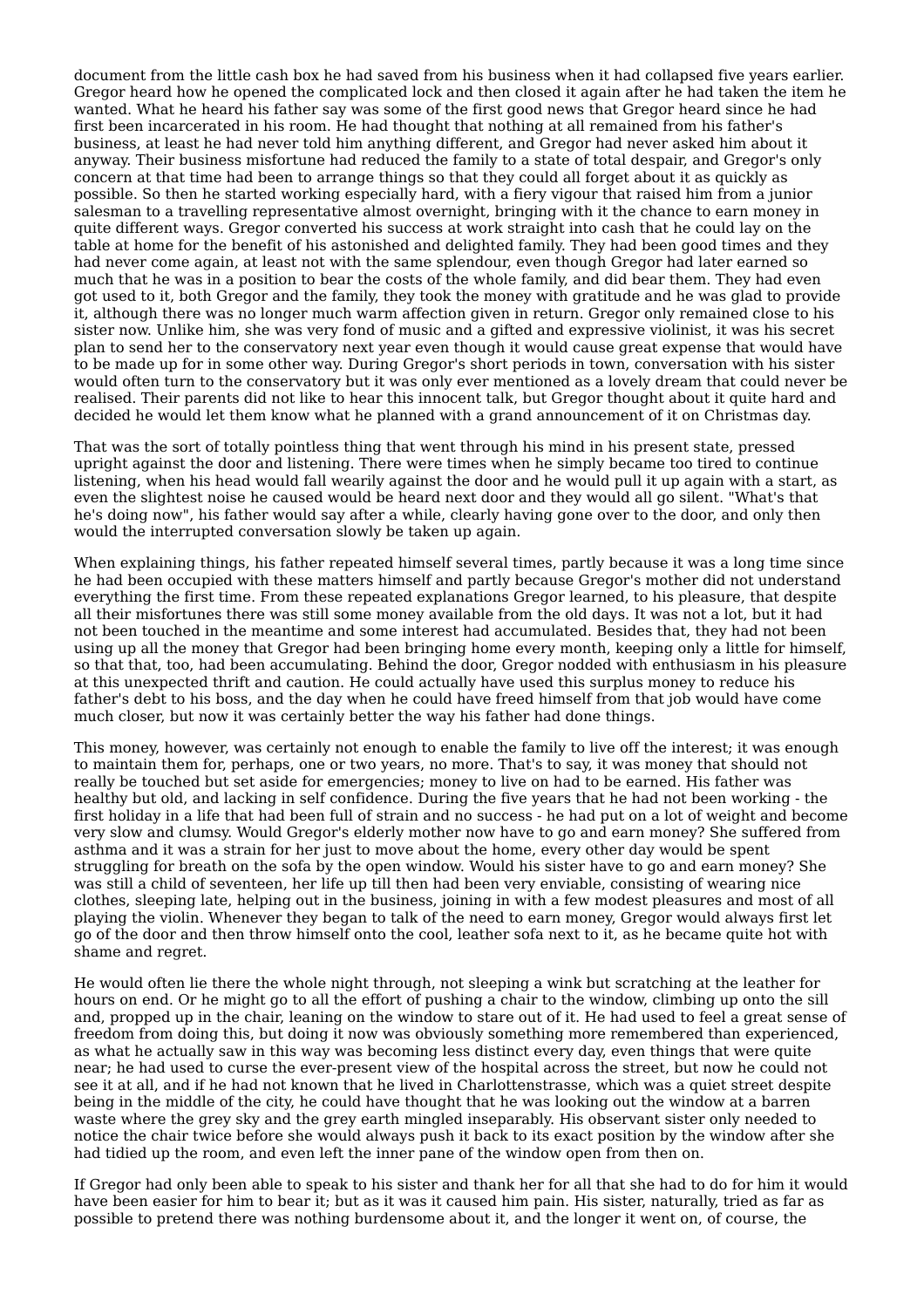document from the little cash box he had saved from his business when it had collapsed five years earlier. Gregor heard how he opened the complicated lock and then closed it again after he had taken the item he wanted. What he heard his father say was some of the first good news that Gregor heard since he had first been incarcerated in his room. He had thought that nothing at all remained from his father's business, at least he had never told him anything different, and Gregor had never asked him about it anyway. Their business misfortune had reduced the family to a state of total despair, and Gregor's only concern at that time had been to arrange things so that they could all forget about it as quickly as possible. So then he started working especially hard, with a fiery vigour that raised him from a junior salesman to a travelling representative almost overnight, bringing with it the chance to earn money in quite different ways. Gregor converted his success at work straight into cash that he could lay on the table at home for the benefit of his astonished and delighted family. They had been good times and they had never come again, at least not with the same splendour, even though Gregor had later earned so much that he was in a position to bear the costs of the whole family, and did bear them. They had even got used to it, both Gregor and the family, they took the money with gratitude and he was glad to provide it, although there was no longer much warm affection given in return. Gregor only remained close to his sister now. Unlike him, she was very fond of music and a gifted and expressive violinist, it was his secret plan to send her to the conservatory next year even though it would cause great expense that would have to be made up for in some other way. During Gregor's short periods in town, conversation with his sister would often turn to the conservatory but it was only ever mentioned as a lovely dream that could never be realised. Their parents did not like to hear this innocent talk, but Gregor thought about it quite hard and decided he would let them know what he planned with a grand announcement of it on Christmas day.

That was the sort of totally pointless thing that went through his mind in his present state, pressed upright against the door and listening. There were times when he simply became too tired to continue listening, when his head would fall wearily against the door and he would pull it up again with a start, as even the slightest noise he caused would be heard next door and they would all go silent. "What's that he's doing now", his father would say after a while, clearly having gone over to the door, and only then would the interrupted conversation slowly be taken up again.

When explaining things, his father repeated himself several times, partly because it was a long time since he had been occupied with these matters himself and partly because Gregor's mother did not understand everything the first time. From these repeated explanations Gregor learned, to his pleasure, that despite all their misfortunes there was still some money available from the old days. It was not a lot, but it had not been touched in the meantime and some interest had accumulated. Besides that, they had not been using up all the money that Gregor had been bringing home every month, keeping only a little for himself, so that that, too, had been accumulating. Behind the door, Gregor nodded with enthusiasm in his pleasure at this unexpected thrift and caution. He could actually have used this surplus money to reduce his father's debt to his boss, and the day when he could have freed himself from that job would have come much closer, but now it was certainly better the way his father had done things.

This money, however, was certainly not enough to enable the family to live off the interest; it was enough to maintain them for, perhaps, one or two years, no more. That's to say, it was money that should not really be touched but set aside for emergencies; money to live on had to be earned. His father was healthy but old, and lacking in self confidence. During the five years that he had not been working - the first holiday in a life that had been full of strain and no success - he had put on a lot of weight and become very slow and clumsy. Would Gregor's elderly mother now have to go and earn money? She suffered from asthma and it was a strain for her just to move about the home, every other day would be spent struggling for breath on the sofa by the open window. Would his sister have to go and earn money? She was still a child of seventeen, her life up till then had been very enviable, consisting of wearing nice clothes, sleeping late, helping out in the business, joining in with a few modest pleasures and most of all playing the violin. Whenever they began to talk of the need to earn money, Gregor would always first let go of the door and then throw himself onto the cool, leather sofa next to it, as he became quite hot with shame and regret.

He would often lie there the whole night through, not sleeping a wink but scratching at the leather for hours on end. Or he might go to all the effort of pushing a chair to the window, climbing up onto the sill and, propped up in the chair, leaning on the window to stare out of it. He had used to feel a great sense of freedom from doing this, but doing it now was obviously something more remembered than experienced, as what he actually saw in this way was becoming less distinct every day, even things that were quite near; he had used to curse the ever-present view of the hospital across the street, but now he could not see it at all, and if he had not known that he lived in Charlottenstrasse, which was a quiet street despite being in the middle of the city, he could have thought that he was looking out the window at a barren waste where the grey sky and the grey earth mingled inseparably. His observant sister only needed to notice the chair twice before she would always push it back to its exact position by the window after she had tidied up the room, and even left the inner pane of the window open from then on.

If Gregor had only been able to speak to his sister and thank her for all that she had to do for him it would have been easier for him to bear it; but as it was it caused him pain. His sister, naturally, tried as far as possible to pretend there was nothing burdensome about it, and the longer it went on, of course, the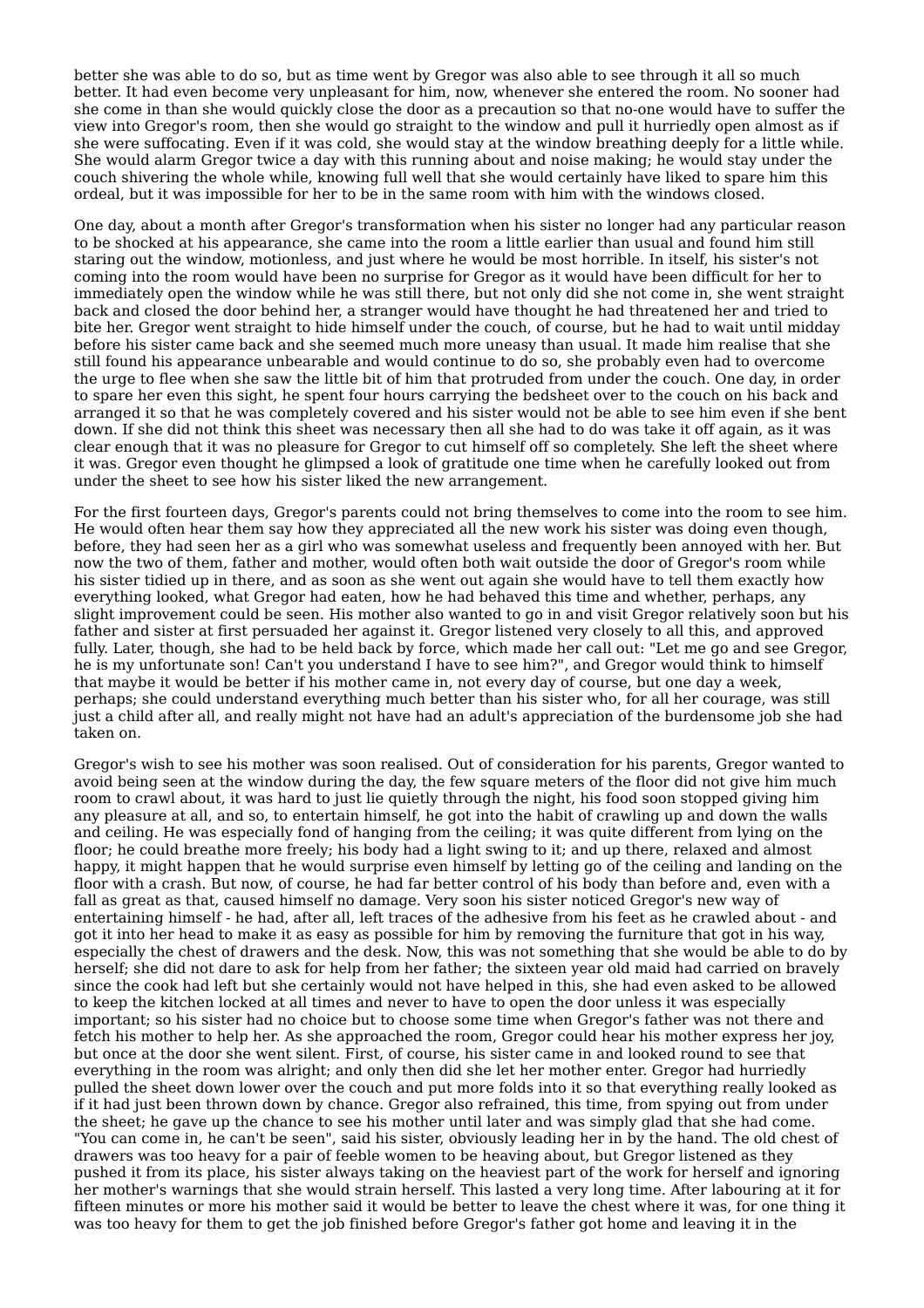better she was able to do so, but as time went by Gregor was also able to see through it all so much better. It had even become very unpleasant for him, now, whenever she entered the room. No sooner had she come in than she would quickly close the door as a precaution so that no-one would have to suffer the view into Gregor's room, then she would go straight to the window and pull it hurriedly open almost as if she were suffocating. Even if it was cold, she would stay at the window breathing deeply for a little while. She would alarm Gregor twice a day with this running about and noise making; he would stay under the couch shivering the whole while, knowing full well that she would certainly have liked to spare him this ordeal, but it was impossible for her to be in the same room with him with the windows closed.

One day, about a month after Gregor's transformation when his sister no longer had any particular reason to be shocked at his appearance, she came into the room a little earlier than usual and found him still staring out the window, motionless, and just where he would be most horrible. In itself, his sister's not coming into the room would have been no surprise for Gregor as it would have been difficult for her to immediately open the window while he was still there, but not only did she not come in, she went straight back and closed the door behind her, a stranger would have thought he had threatened her and tried to bite her. Gregor went straight to hide himself under the couch, of course, but he had to wait until midday before his sister came back and she seemed much more uneasy than usual. It made him realise that she still found his appearance unbearable and would continue to do so, she probably even had to overcome the urge to flee when she saw the little bit of him that protruded from under the couch. One day, in order to spare her even this sight, he spent four hours carrying the bedsheet over to the couch on his back and arranged it so that he was completely covered and his sister would not be able to see him even if she bent down. If she did not think this sheet was necessary then all she had to do was take it off again, as it was clear enough that it was no pleasure for Gregor to cut himself off so completely. She left the sheet where it was. Gregor even thought he glimpsed a look of gratitude one time when he carefully looked out from under the sheet to see how his sister liked the new arrangement.

For the first fourteen days, Gregor's parents could not bring themselves to come into the room to see him. He would often hear them say how they appreciated all the new work his sister was doing even though, before, they had seen her as a girl who was somewhat useless and frequently been annoyed with her. But now the two of them, father and mother, would often both wait outside the door of Gregor's room while his sister tidied up in there, and as soon as she went out again she would have to tell them exactly how everything looked, what Gregor had eaten, how he had behaved this time and whether, perhaps, any slight improvement could be seen. His mother also wanted to go in and visit Gregor relatively soon but his father and sister at first persuaded her against it. Gregor listened very closely to all this, and approved fully. Later, though, she had to be held back by force, which made her call out: "Let me go and see Gregor, he is my unfortunate son! Can't you understand I have to see him?", and Gregor would think to himself that maybe it would be better if his mother came in, not every day of course, but one day a week, perhaps; she could understand everything much better than his sister who, for all her courage, was still just a child after all, and really might not have had an adult's appreciation of the burdensome job she had taken on.

Gregor's wish to see his mother was soon realised. Out of consideration for his parents, Gregor wanted to avoid being seen at the window during the day, the few square meters of the floor did not give him much room to crawl about, it was hard to just lie quietly through the night, his food soon stopped giving him any pleasure at all, and so, to entertain himself, he got into the habit of crawling up and down the walls and ceiling. He was especially fond of hanging from the ceiling; it was quite different from lying on the floor; he could breathe more freely; his body had a light swing to it; and up there, relaxed and almost happy, it might happen that he would surprise even himself by letting go of the ceiling and landing on the floor with a crash. But now, of course, he had far better control of his body than before and, even with a fall as great as that, caused himself no damage. Very soon his sister noticed Gregor's new way of entertaining himself - he had, after all, left traces of the adhesive from his feet as he crawled about - and got it into her head to make it as easy as possible for him by removing the furniture that got in his way, especially the chest of drawers and the desk. Now, this was not something that she would be able to do by herself; she did not dare to ask for help from her father; the sixteen year old maid had carried on bravely since the cook had left but she certainly would not have helped in this, she had even asked to be allowed to keep the kitchen locked at all times and never to have to open the door unless it was especially important; so his sister had no choice but to choose some time when Gregor's father was not there and fetch his mother to help her. As she approached the room, Gregor could hear his mother express her joy, but once at the door she went silent. First, of course, his sister came in and looked round to see that everything in the room was alright; and only then did she let her mother enter. Gregor had hurriedly pulled the sheet down lower over the couch and put more folds into it so that everything really looked as if it had just been thrown down by chance. Gregor also refrained, this time, from spying out from under the sheet; he gave up the chance to see his mother until later and was simply glad that she had come. "You can come in, he can't be seen", said his sister, obviously leading her in by the hand. The old chest of drawers was too heavy for a pair of feeble women to be heaving about, but Gregor listened as they pushed it from its place, his sister always taking on the heaviest part of the work for herself and ignoring her mother's warnings that she would strain herself. This lasted a very long time. After labouring at it for fifteen minutes or more his mother said it would be better to leave the chest where it was, for one thing it was too heavy for them to get the job finished before Gregor's father got home and leaving it in the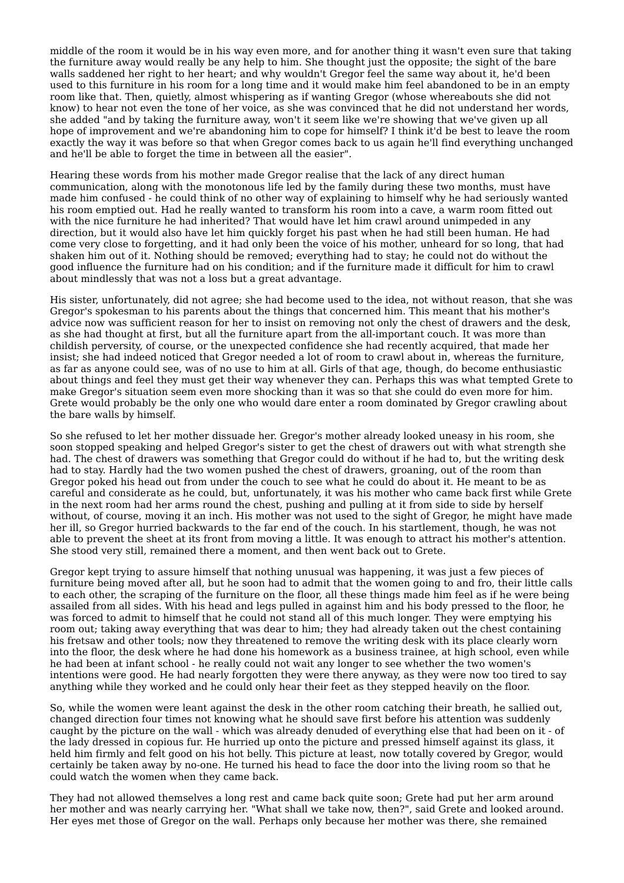middle of the room it would be in his way even more, and for another thing it wasn't even sure that taking the furniture away would really be any help to him. She thought just the opposite; the sight of the bare walls saddened her right to her heart; and why wouldn't Gregor feel the same way about it, he'd been used to this furniture in his room for a long time and it would make him feel abandoned to be in an empty room like that. Then, quietly, almost whispering as if wanting Gregor (whose whereabouts she did not know) to hear not even the tone of her voice, as she was convinced that he did not understand her words, she added "and by taking the furniture away, won't it seem like we're showing that we've given up all hope of improvement and we're abandoning him to cope for himself? I think it'd be best to leave the room exactly the way it was before so that when Gregor comes back to us again he'll find everything unchanged and he'll be able to forget the time in between all the easier".

Hearing these words from his mother made Gregor realise that the lack of any direct human communication, along with the monotonous life led by the family during these two months, must have made him confused - he could think of no other way of explaining to himself why he had seriously wanted his room emptied out. Had he really wanted to transform his room into a cave, a warm room fitted out with the nice furniture he had inherited? That would have let him crawl around unimpeded in any direction, but it would also have let him quickly forget his past when he had still been human. He had come very close to forgetting, and it had only been the voice of his mother, unheard for so long, that had shaken him out of it. Nothing should be removed; everything had to stay; he could not do without the good influence the furniture had on his condition; and if the furniture made it difficult for him to crawl about mindlessly that was not a loss but a great advantage.

His sister, unfortunately, did not agree; she had become used to the idea, not without reason, that she was Gregor's spokesman to his parents about the things that concerned him. This meant that his mother's advice now was sufficient reason for her to insist on removing not only the chest of drawers and the desk, as she had thought at first, but all the furniture apart from the all-important couch. It was more than childish perversity, of course, or the unexpected confidence she had recently acquired, that made her insist; she had indeed noticed that Gregor needed a lot of room to crawl about in, whereas the furniture, as far as anyone could see, was of no use to him at all. Girls of that age, though, do become enthusiastic about things and feel they must get their way whenever they can. Perhaps this was what tempted Grete to make Gregor's situation seem even more shocking than it was so that she could do even more for him. Grete would probably be the only one who would dare enter a room dominated by Gregor crawling about the bare walls by himself.

So she refused to let her mother dissuade her. Gregor's mother already looked uneasy in his room, she soon stopped speaking and helped Gregor's sister to get the chest of drawers out with what strength she had. The chest of drawers was something that Gregor could do without if he had to, but the writing desk had to stay. Hardly had the two women pushed the chest of drawers, groaning, out of the room than Gregor poked his head out from under the couch to see what he could do about it. He meant to be as careful and considerate as he could, but, unfortunately, it was his mother who came back first while Grete in the next room had her arms round the chest, pushing and pulling at it from side to side by herself without, of course, moving it an inch. His mother was not used to the sight of Gregor, he might have made her ill, so Gregor hurried backwards to the far end of the couch. In his startlement, though, he was not able to prevent the sheet at its front from moving a little. It was enough to attract his mother's attention. She stood very still, remained there a moment, and then went back out to Grete.

Gregor kept trying to assure himself that nothing unusual was happening, it was just a few pieces of furniture being moved after all, but he soon had to admit that the women going to and fro, their little calls to each other, the scraping of the furniture on the floor, all these things made him feel as if he were being assailed from all sides. With his head and legs pulled in against him and his body pressed to the floor, he was forced to admit to himself that he could not stand all of this much longer. They were emptying his room out; taking away everything that was dear to him; they had already taken out the chest containing his fretsaw and other tools; now they threatened to remove the writing desk with its place clearly worn into the floor, the desk where he had done his homework as a business trainee, at high school, even while he had been at infant school - he really could not wait any longer to see whether the two women's intentions were good. He had nearly forgotten they were there anyway, as they were now too tired to say anything while they worked and he could only hear their feet as they stepped heavily on the floor.

So, while the women were leant against the desk in the other room catching their breath, he sallied out, changed direction four times not knowing what he should save first before his attention was suddenly caught by the picture on the wall - which was already denuded of everything else that had been on it - of the lady dressed in copious fur. He hurried up onto the picture and pressed himself against its glass, it held him firmly and felt good on his hot belly. This picture at least, now totally covered by Gregor, would certainly be taken away by no-one. He turned his head to face the door into the living room so that he could watch the women when they came back.

They had not allowed themselves a long rest and came back quite soon; Grete had put her arm around her mother and was nearly carrying her. "What shall we take now, then?", said Grete and looked around. Her eyes met those of Gregor on the wall. Perhaps only because her mother was there, she remained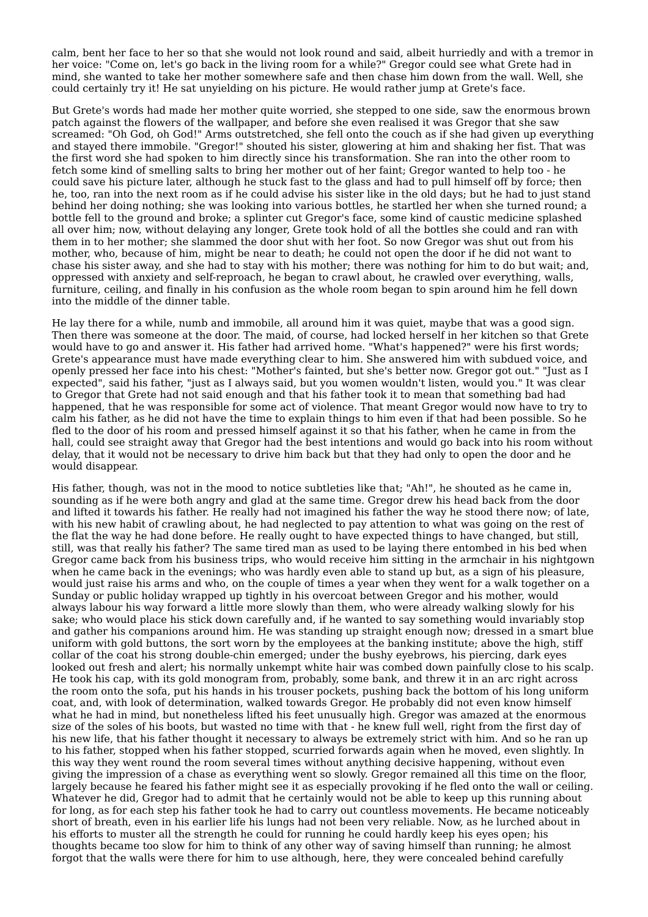calm, bent her face to her so that she would not look round and said, albeit hurriedly and with a tremor in her voice: "Come on, let's go back in the living room for a while?" Gregor could see what Grete had in mind, she wanted to take her mother somewhere safe and then chase him down from the wall. Well, she could certainly try it! He sat unyielding on his picture. He would rather jump at Grete's face.

But Grete's words had made her mother quite worried, she stepped to one side, saw the enormous brown patch against the flowers of the wallpaper, and before she even realised it was Gregor that she saw screamed: "Oh God, oh God!" Arms outstretched, she fell onto the couch as if she had given up everything and stayed there immobile. "Gregor!" shouted his sister, glowering at him and shaking her fist. That was the first word she had spoken to him directly since his transformation. She ran into the other room to fetch some kind of smelling salts to bring her mother out of her faint; Gregor wanted to help too - he could save his picture later, although he stuck fast to the glass and had to pull himself off by force; then he, too, ran into the next room as if he could advise his sister like in the old days; but he had to just stand behind her doing nothing; she was looking into various bottles, he startled her when she turned round; a bottle fell to the ground and broke; a splinter cut Gregor's face, some kind of caustic medicine splashed all over him; now, without delaying any longer, Grete took hold of all the bottles she could and ran with them in to her mother; she slammed the door shut with her foot. So now Gregor was shut out from his mother, who, because of him, might be near to death; he could not open the door if he did not want to chase his sister away, and she had to stay with his mother; there was nothing for him to do but wait; and, oppressed with anxiety and self-reproach, he began to crawl about, he crawled over everything, walls, furniture, ceiling, and finally in his confusion as the whole room began to spin around him he fell down into the middle of the dinner table.

He lay there for a while, numb and immobile, all around him it was quiet, maybe that was a good sign. Then there was someone at the door. The maid, of course, had locked herself in her kitchen so that Grete would have to go and answer it. His father had arrived home. "What's happened?" were his first words; Grete's appearance must have made everything clear to him. She answered him with subdued voice, and openly pressed her face into his chest: "Mother's fainted, but she's better now. Gregor got out." "Just as I expected", said his father, "just as I always said, but you women wouldn't listen, would you." It was clear to Gregor that Grete had not said enough and that his father took it to mean that something bad had happened, that he was responsible for some act of violence. That meant Gregor would now have to try to calm his father, as he did not have the time to explain things to him even if that had been possible. So he fled to the door of his room and pressed himself against it so that his father, when he came in from the hall, could see straight away that Gregor had the best intentions and would go back into his room without delay, that it would not be necessary to drive him back but that they had only to open the door and he would disappear.

His father, though, was not in the mood to notice subtleties like that; "Ah!", he shouted as he came in, sounding as if he were both angry and glad at the same time. Gregor drew his head back from the door and lifted it towards his father. He really had not imagined his father the way he stood there now; of late, with his new habit of crawling about, he had neglected to pay attention to what was going on the rest of the flat the way he had done before. He really ought to have expected things to have changed, but still, still, was that really his father? The same tired man as used to be laying there entombed in his bed when Gregor came back from his business trips, who would receive him sitting in the armchair in his nightgown when he came back in the evenings; who was hardly even able to stand up but, as a sign of his pleasure, would just raise his arms and who, on the couple of times a year when they went for a walk together on a Sunday or public holiday wrapped up tightly in his overcoat between Gregor and his mother, would always labour his way forward a little more slowly than them, who were already walking slowly for his sake; who would place his stick down carefully and, if he wanted to say something would invariably stop and gather his companions around him. He was standing up straight enough now; dressed in a smart blue uniform with gold buttons, the sort worn by the employees at the banking institute; above the high, stiff collar of the coat his strong double-chin emerged; under the bushy eyebrows, his piercing, dark eyes looked out fresh and alert; his normally unkempt white hair was combed down painfully close to his scalp. He took his cap, with its gold monogram from, probably, some bank, and threw it in an arc right across the room onto the sofa, put his hands in his trouser pockets, pushing back the bottom of his long uniform coat, and, with look of determination, walked towards Gregor. He probably did not even know himself what he had in mind, but nonetheless lifted his feet unusually high. Gregor was amazed at the enormous size of the soles of his boots, but wasted no time with that - he knew full well, right from the first day of his new life, that his father thought it necessary to always be extremely strict with him. And so he ran up to his father, stopped when his father stopped, scurried forwards again when he moved, even slightly. In this way they went round the room several times without anything decisive happening, without even giving the impression of a chase as everything went so slowly. Gregor remained all this time on the floor, largely because he feared his father might see it as especially provoking if he fled onto the wall or ceiling. Whatever he did, Gregor had to admit that he certainly would not be able to keep up this running about for long, as for each step his father took he had to carry out countless movements. He became noticeably short of breath, even in his earlier life his lungs had not been very reliable. Now, as he lurched about in his efforts to muster all the strength he could for running he could hardly keep his eyes open; his thoughts became too slow for him to think of any other way of saving himself than running; he almost forgot that the walls were there for him to use although, here, they were concealed behind carefully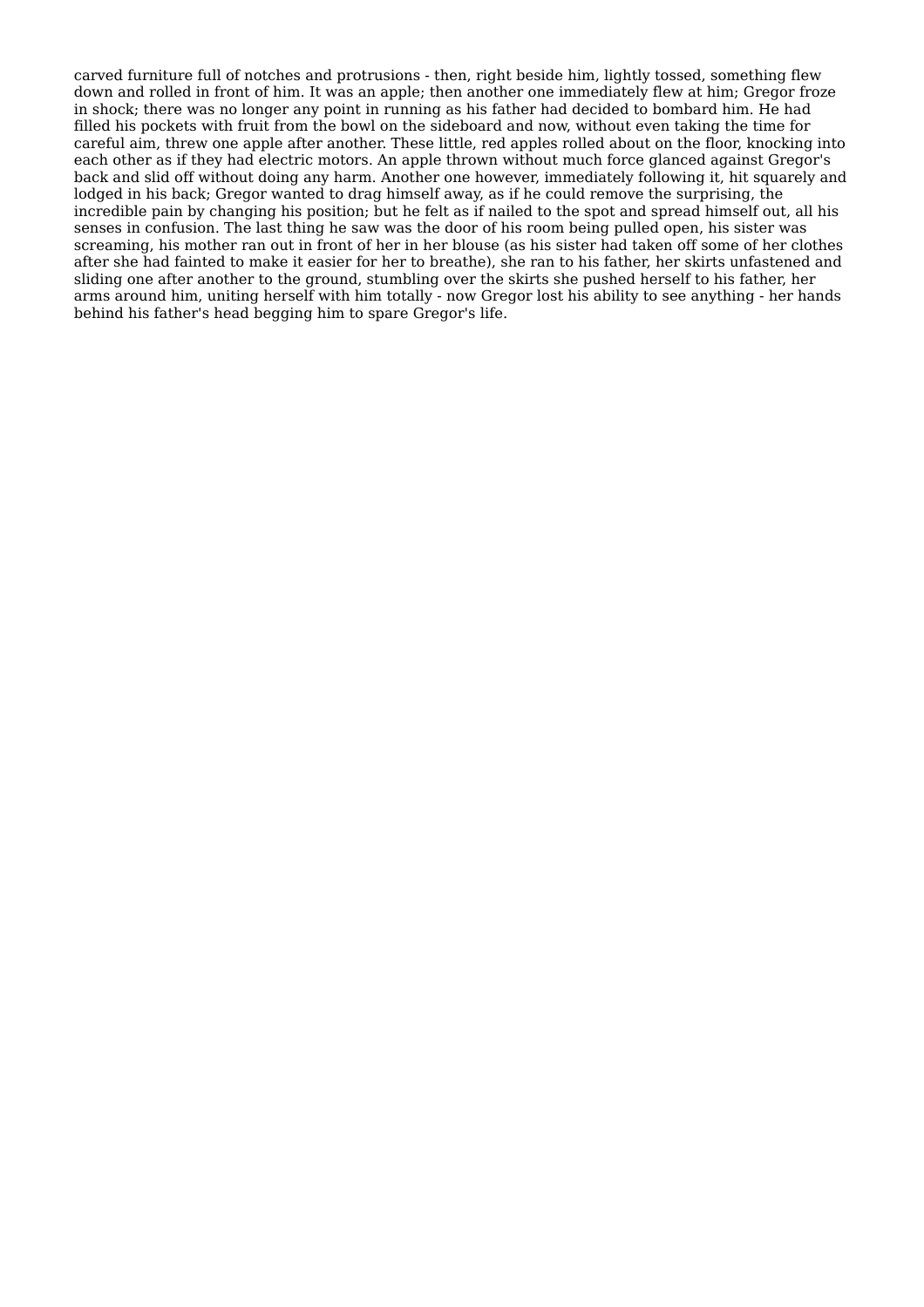carved furniture full of notches and protrusions - then, right beside him, lightly tossed, something flew down and rolled in front of him. It was an apple; then another one immediately flew at him; Gregor froze in shock; there was no longer any point in running as his father had decided to bombard him. He had filled his pockets with fruit from the bowl on the sideboard and now, without even taking the time for careful aim, threw one apple after another. These little, red apples rolled about on the floor, knocking into each other as if they had electric motors. An apple thrown without much force glanced against Gregor's back and slid off without doing any harm. Another one however, immediately following it, hit squarely and lodged in his back; Gregor wanted to drag himself away, as if he could remove the surprising, the incredible pain by changing his position; but he felt as if nailed to the spot and spread himself out, all his senses in confusion. The last thing he saw was the door of his room being pulled open, his sister was screaming, his mother ran out in front of her in her blouse (as his sister had taken off some of her clothes after she had fainted to make it easier for her to breathe), she ran to his father, her skirts unfastened and sliding one after another to the ground, stumbling over the skirts she pushed herself to his father, her arms around him, uniting herself with him totally - now Gregor lost his ability to see anything - her hands behind his father's head begging him to spare Gregor's life.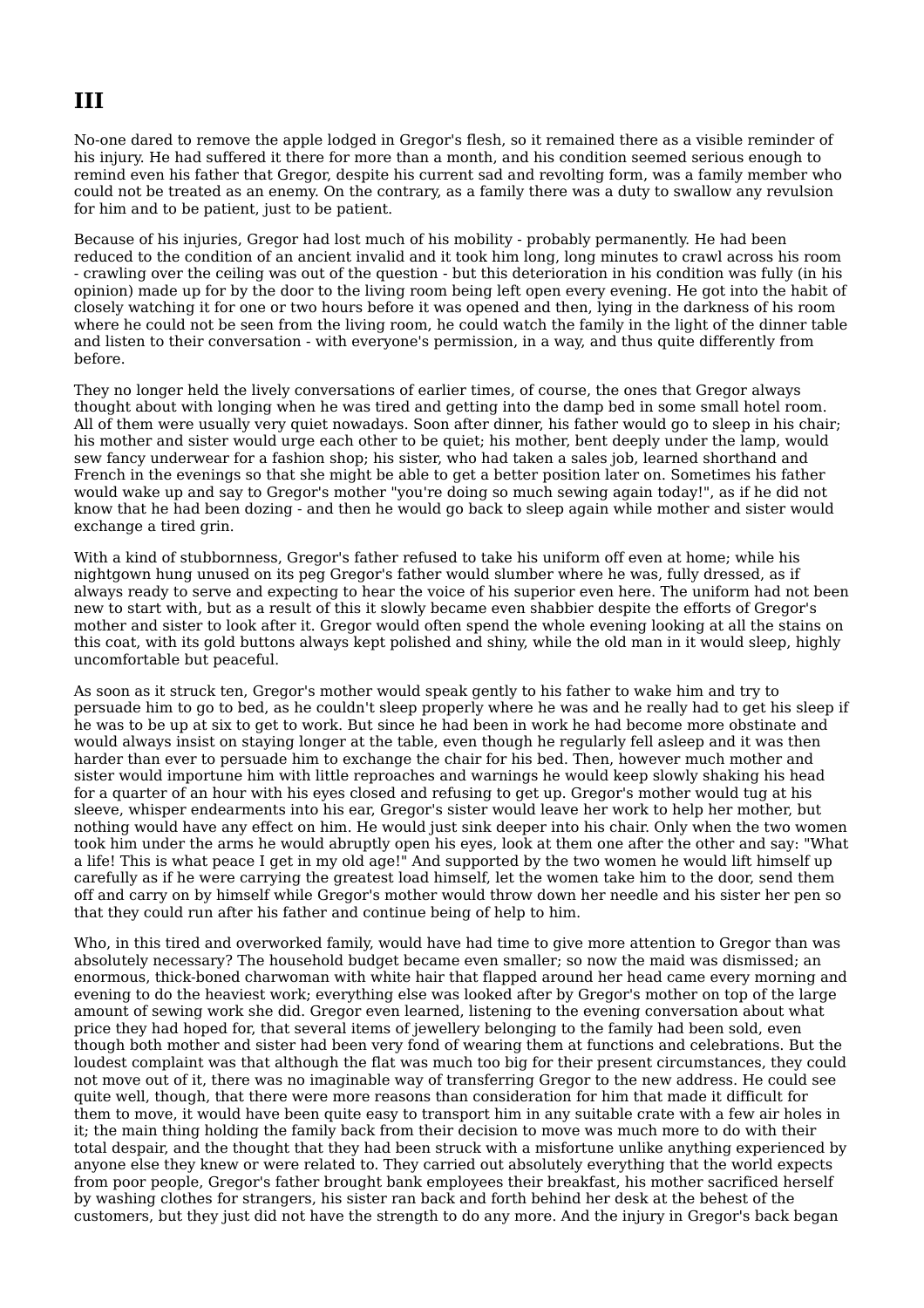# III

No-one dared to remove the apple lodged in Gregor's flesh, so it remained there as a visible reminder of his injury. He had suffered it there for more than a month, and his condition seemed serious enough to remind even his father that Gregor, despite his current sad and revolting form, was a family member who could not be treated as an enemy. On the contrary, as a family there was a duty to swallow any revulsion for him and to be patient, just to be patient.

Because of his injuries, Gregor had lost much of his mobility - probably permanently. He had been reduced to the condition of an ancient invalid and it took him long, long minutes to crawl across his room - crawling over the ceiling was out of the question - but this deterioration in his condition was fully (in his opinion) made up for by the door to the living room being left open every evening. He got into the habit of closely watching it for one or two hours before it was opened and then, lying in the darkness of his room where he could not be seen from the living room, he could watch the family in the light of the dinner table and listen to their conversation - with everyone's permission, in a way, and thus quite differently from before.

They no longer held the lively conversations of earlier times, of course, the ones that Gregor always thought about with longing when he was tired and getting into the damp bed in some small hotel room. All of them were usually very quiet nowadays. Soon after dinner, his father would go to sleep in his chair; his mother and sister would urge each other to be quiet; his mother, bent deeply under the lamp, would sew fancy underwear for a fashion shop; his sister, who had taken a sales job, learned shorthand and French in the evenings so that she might be able to get a better position later on. Sometimes his father would wake up and say to Gregor's mother "you're doing so much sewing again today!", as if he did not know that he had been dozing - and then he would go back to sleep again while mother and sister would exchange a tired grin.

With a kind of stubbornness, Gregor's father refused to take his uniform off even at home; while his nightgown hung unused on its peg Gregor's father would slumber where he was, fully dressed, as if always ready to serve and expecting to hear the voice of his superior even here. The uniform had not been new to start with, but as a result of this it slowly became even shabbier despite the efforts of Gregor's mother and sister to look after it. Gregor would often spend the whole evening looking at all the stains on this coat, with its gold buttons always kept polished and shiny, while the old man in it would sleep, highly uncomfortable but peaceful.

As soon as it struck ten, Gregor's mother would speak gently to his father to wake him and try to persuade him to go to bed, as he couldn't sleep properly where he was and he really had to get his sleep if he was to be up at six to get to work. But since he had been in work he had become more obstinate and would always insist on staying longer at the table, even though he regularly fell asleep and it was then harder than ever to persuade him to exchange the chair for his bed. Then, however much mother and sister would importune him with little reproaches and warnings he would keep slowly shaking his head for a quarter of an hour with his eyes closed and refusing to get up. Gregor's mother would tug at his sleeve, whisper endearments into his ear, Gregor's sister would leave her work to help her mother, but nothing would have any effect on him. He would just sink deeper into his chair. Only when the two women took him under the arms he would abruptly open his eyes, look at them one after the other and say: "What a life! This is what peace I get in my old age!" And supported by the two women he would lift himself up carefully as if he were carrying the greatest load himself, let the women take him to the door, send them off and carry on by himself while Gregor's mother would throw down her needle and his sister her pen so that they could run after his father and continue being of help to him.

Who, in this tired and overworked family, would have had time to give more attention to Gregor than was absolutely necessary? The household budget became even smaller; so now the maid was dismissed; an enormous, thick-boned charwoman with white hair that flapped around her head came every morning and evening to do the heaviest work; everything else was looked after by Gregor's mother on top of the large amount of sewing work she did. Gregor even learned, listening to the evening conversation about what price they had hoped for, that several items of jewellery belonging to the family had been sold, even though both mother and sister had been very fond of wearing them at functions and celebrations. But the loudest complaint was that although the flat was much too big for their present circumstances, they could not move out of it, there was no imaginable way of transferring Gregor to the new address. He could see quite well, though, that there were more reasons than consideration for him that made it difficult for them to move, it would have been quite easy to transport him in any suitable crate with a few air holes in it; the main thing holding the family back from their decision to move was much more to do with their total despair, and the thought that they had been struck with a misfortune unlike anything experienced by anyone else they knew or were related to. They carried out absolutely everything that the world expects from poor people, Gregor's father brought bank employees their breakfast, his mother sacrificed herself by washing clothes for strangers, his sister ran back and forth behind her desk at the behest of the customers, but they just did not have the strength to do any more. And the injury in Gregor's back began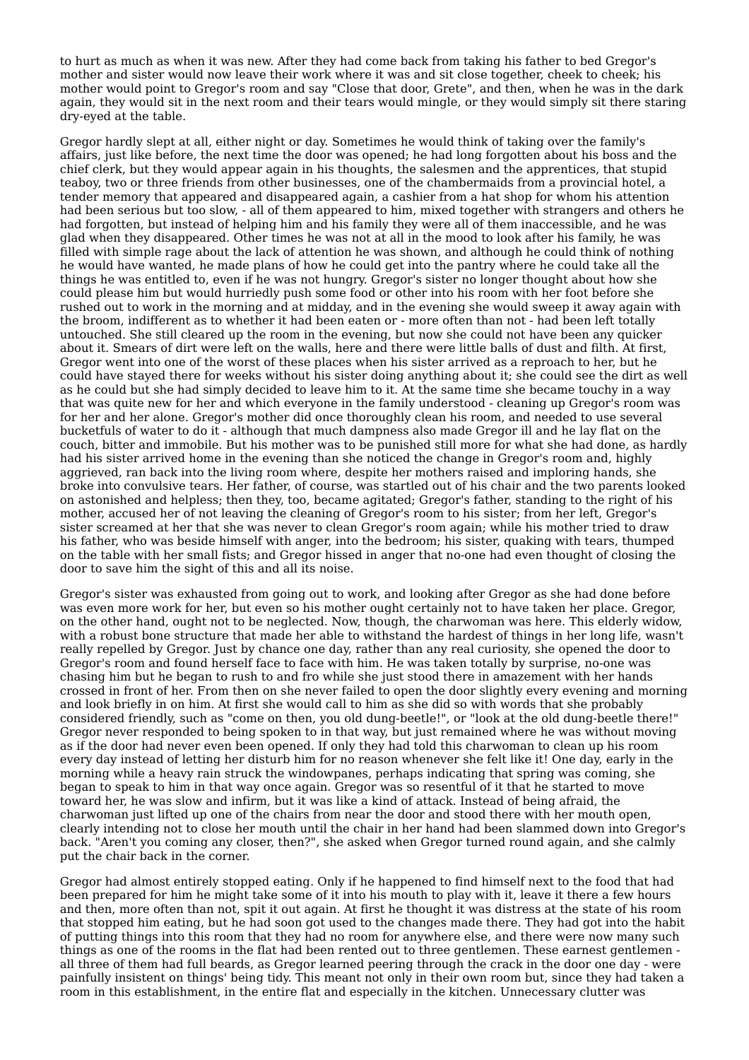to hurt as much as when it was new. After they had come back from taking his father to bed Gregor's mother and sister would now leave their work where it was and sit close together, cheek to cheek; his mother would point to Gregor's room and say "Close that door, Grete", and then, when he was in the dark again, they would sit in the next room and their tears would mingle, or they would simply sit there staring dry-eyed at the table.

Gregor hardly slept at all, either night or day. Sometimes he would think of taking over the family's affairs, just like before, the next time the door was opened; he had long forgotten about his boss and the chief clerk, but they would appear again in his thoughts, the salesmen and the apprentices, that stupid teaboy, two or three friends from other businesses, one of the chambermaids from a provincial hotel, a tender memory that appeared and disappeared again, a cashier from a hat shop for whom his attention had been serious but too slow, - all of them appeared to him, mixed together with strangers and others he had forgotten, but instead of helping him and his family they were all of them inaccessible, and he was glad when they disappeared. Other times he was not at all in the mood to look after his family, he was filled with simple rage about the lack of attention he was shown, and although he could think of nothing he would have wanted, he made plans of how he could get into the pantry where he could take all the things he was entitled to, even if he was not hungry. Gregor's sister no longer thought about how she could please him but would hurriedly push some food or other into his room with her foot before she rushed out to work in the morning and at midday, and in the evening she would sweep it away again with the broom, indifferent as to whether it had been eaten or - more often than not - had been left totally untouched. She still cleared up the room in the evening, but now she could not have been any quicker about it. Smears of dirt were left on the walls, here and there were little balls of dust and filth. At first, Gregor went into one of the worst of these places when his sister arrived as a reproach to her, but he could have stayed there for weeks without his sister doing anything about it; she could see the dirt as well as he could but she had simply decided to leave him to it. At the same time she became touchy in a way that was quite new for her and which everyone in the family understood - cleaning up Gregor's room was for her and her alone. Gregor's mother did once thoroughly clean his room, and needed to use several bucketfuls of water to do it - although that much dampness also made Gregor ill and he lay flat on the couch, bitter and immobile. But his mother was to be punished still more for what she had done, as hardly had his sister arrived home in the evening than she noticed the change in Gregor's room and, highly aggrieved, ran back into the living room where, despite her mothers raised and imploring hands, she broke into convulsive tears. Her father, of course, was startled out of his chair and the two parents looked on astonished and helpless; then they, too, became agitated; Gregor's father, standing to the right of his mother, accused her of not leaving the cleaning of Gregor's room to his sister; from her left, Gregor's sister screamed at her that she was never to clean Gregor's room again; while his mother tried to draw his father, who was beside himself with anger, into the bedroom; his sister, quaking with tears, thumped on the table with her small fists; and Gregor hissed in anger that no-one had even thought of closing the door to save him the sight of this and all its noise.

Gregor's sister was exhausted from going out to work, and looking after Gregor as she had done before was even more work for her, but even so his mother ought certainly not to have taken her place. Gregor, on the other hand, ought not to be neglected. Now, though, the charwoman was here. This elderly widow, with a robust bone structure that made her able to withstand the hardest of things in her long life, wasn't really repelled by Gregor. Just by chance one day, rather than any real curiosity, she opened the door to Gregor's room and found herself face to face with him. He was taken totally by surprise, no-one was chasing him but he began to rush to and fro while she just stood there in amazement with her hands crossed in front of her. From then on she never failed to open the door slightly every evening and morning and look briefly in on him. At first she would call to him as she did so with words that she probably considered friendly, such as "come on then, you old dung-beetle!", or "look at the old dung-beetle there!" Gregor never responded to being spoken to in that way, but just remained where he was without moving as if the door had never even been opened. If only they had told this charwoman to clean up his room every day instead of letting her disturb him for no reason whenever she felt like it! One day, early in the morning while a heavy rain struck the windowpanes, perhaps indicating that spring was coming, she began to speak to him in that way once again. Gregor was so resentful of it that he started to move toward her, he was slow and infirm, but it was like a kind of attack. Instead of being afraid, the charwoman just lifted up one of the chairs from near the door and stood there with her mouth open, clearly intending not to close her mouth until the chair in her hand had been slammed down into Gregor's back. "Aren't you coming any closer, then?", she asked when Gregor turned round again, and she calmly put the chair back in the corner.

Gregor had almost entirely stopped eating. Only if he happened to find himself next to the food that had been prepared for him he might take some of it into his mouth to play with it, leave it there a few hours and then, more often than not, spit it out again. At first he thought it was distress at the state of his room that stopped him eating, but he had soon got used to the changes made there. They had got into the habit of putting things into this room that they had no room for anywhere else, and there were now many such things as one of the rooms in the flat had been rented out to three gentlemen. These earnest gentlemen - all three of them had full beards, as Gregor learned peering through the crack in the door one day - were painfully insistent on things' being tidy. This meant not only in their own room but, since they had taken a room in this establishment, in the entire flat and especially in the kitchen. Unnecessary clutter was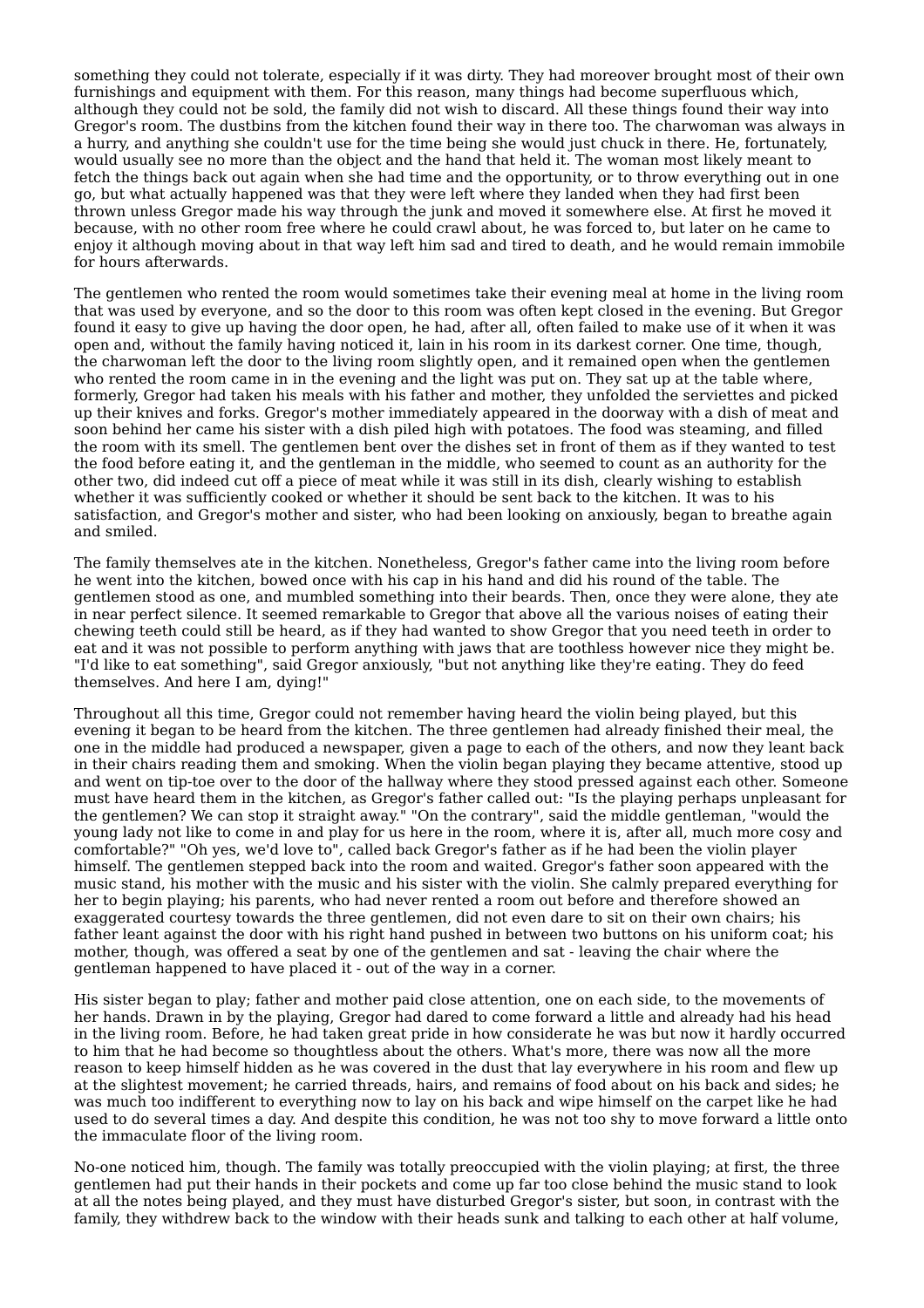something they could not tolerate, especially if it was dirty. They had moreover brought most of their own furnishings and equipment with them. For this reason, many things had become superfluous which, although they could not be sold, the family did not wish to discard. All these things found their way into Gregor's room. The dustbins from the kitchen found their way in there too. The charwoman was always in a hurry, and anything she couldn't use for the time being she would just chuck in there. He, fortunately, would usually see no more than the object and the hand that held it. The woman most likely meant to fetch the things back out again when she had time and the opportunity, or to throw everything out in one go, but what actually happened was that they were left where they landed when they had first been thrown unless Gregor made his way through the junk and moved it somewhere else. At first he moved it because, with no other room free where he could crawl about, he was forced to, but later on he came to enjoy it although moving about in that way left him sad and tired to death, and he would remain immobile for hours afterwards.

The gentlemen who rented the room would sometimes take their evening meal at home in the living room that was used by everyone, and so the door to this room was often kept closed in the evening. But Gregor found it easy to give up having the door open, he had, after all, often failed to make use of it when it was open and, without the family having noticed it, lain in his room in its darkest corner. One time, though, the charwoman left the door to the living room slightly open, and it remained open when the gentlemen who rented the room came in in the evening and the light was put on. They sat up at the table where, formerly, Gregor had taken his meals with his father and mother, they unfolded the serviettes and picked up their knives and forks. Gregor's mother immediately appeared in the doorway with a dish of meat and soon behind her came his sister with a dish piled high with potatoes. The food was steaming, and filled the room with its smell. The gentlemen bent over the dishes set in front of them as if they wanted to test the food before eating it, and the gentleman in the middle, who seemed to count as an authority for the other two, did indeed cut off a piece of meat while it was still in its dish, clearly wishing to establish whether it was sufficiently cooked or whether it should be sent back to the kitchen. It was to his satisfaction, and Gregor's mother and sister, who had been looking on anxiously, began to breathe again and smiled.

The family themselves ate in the kitchen. Nonetheless, Gregor's father came into the living room before he went into the kitchen, bowed once with his cap in his hand and did his round of the table. The gentlemen stood as one, and mumbled something into their beards. Then, once they were alone, they ate in near perfect silence. It seemed remarkable to Gregor that above all the various noises of eating their chewing teeth could still be heard, as if they had wanted to show Gregor that you need teeth in order to eat and it was not possible to perform anything with jaws that are toothless however nice they might be. "I'd like to eat something", said Gregor anxiously, "but not anything like they're eating. They do feed themselves. And here I am, dying!"

Throughout all this time, Gregor could not remember having heard the violin being played, but this evening it began to be heard from the kitchen. The three gentlemen had already finished their meal, the one in the middle had produced a newspaper, given a page to each of the others, and now they leant back in their chairs reading them and smoking. When the violin began playing they became attentive, stood up and went on tip-toe over to the door of the hallway where they stood pressed against each other. Someone must have heard them in the kitchen, as Gregor's father called out: "Is the playing perhaps unpleasant for the gentlemen? We can stop it straight away." "On the contrary", said the middle gentleman, "would the young lady not like to come in and play for us here in the room, where it is, after all, much more cosy and comfortable?" "Oh yes, we'd love to", called back Gregor's father as if he had been the violin player himself. The gentlemen stepped back into the room and waited. Gregor's father soon appeared with the music stand, his mother with the music and his sister with the violin. She calmly prepared everything for her to begin playing; his parents, who had never rented a room out before and therefore showed an exaggerated courtesy towards the three gentlemen, did not even dare to sit on their own chairs; his father leant against the door with his right hand pushed in between two buttons on his uniform coat; his mother, though, was offered a seat by one of the gentlemen and sat - leaving the chair where the gentleman happened to have placed it - out of the way in a corner.

His sister began to play; father and mother paid close attention, one on each side, to the movements of her hands. Drawn in by the playing, Gregor had dared to come forward a little and already had his head in the living room. Before, he had taken great pride in how considerate he was but now it hardly occurred to him that he had become so thoughtless about the others. What's more, there was now all the more reason to keep himself hidden as he was covered in the dust that lay everywhere in his room and flew up at the slightest movement; he carried threads, hairs, and remains of food about on his back and sides; he was much too indifferent to everything now to lay on his back and wipe himself on the carpet like he had used to do several times a day. And despite this condition, he was not too shy to move forward a little onto the immaculate floor of the living room.

No-one noticed him, though. The family was totally preoccupied with the violin playing; at first, the three gentlemen had put their hands in their pockets and come up far too close behind the music stand to look at all the notes being played, and they must have disturbed Gregor's sister, but soon, in contrast with the family, they withdrew back to the window with their heads sunk and talking to each other at half volume,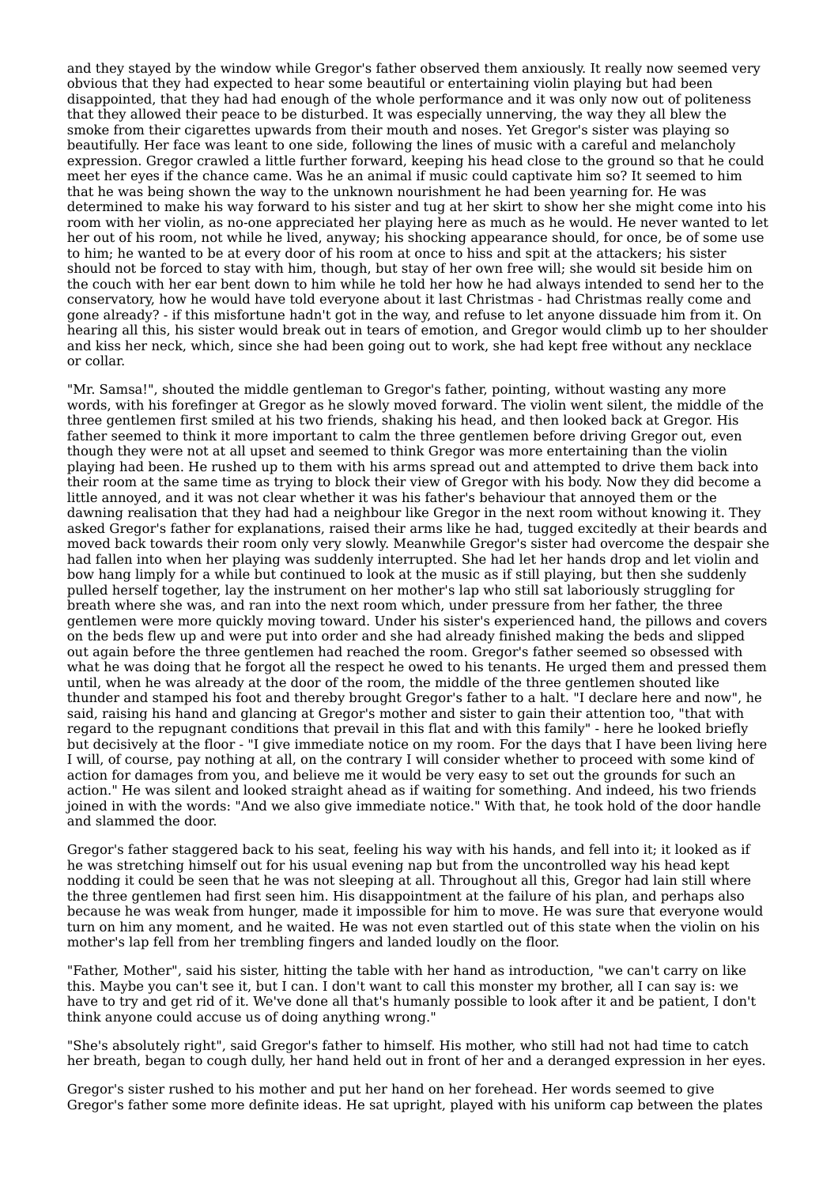and they stayed by the window while Gregor's father observed them anxiously. It really now seemed very obvious that they had expected to hear some beautiful or entertaining violin playing but had been disappointed, that they had had enough of the whole performance and it was only now out of politeness that they allowed their peace to be disturbed. It was especially unnerving, the way they all blew the smoke from their cigarettes upwards from their mouth and noses. Yet Gregor's sister was playing so beautifully. Her face was leant to one side, following the lines of music with a careful and melancholy expression. Gregor crawled a little further forward, keeping his head close to the ground so that he could meet her eyes if the chance came. Was he an animal if music could captivate him so? It seemed to him that he was being shown the way to the unknown nourishment he had been yearning for. He was determined to make his way forward to his sister and tug at her skirt to show her she might come into his room with her violin, as no-one appreciated her playing here as much as he would. He never wanted to let her out of his room, not while he lived, anyway; his shocking appearance should, for once, be of some use to him; he wanted to be at every door of his room at once to hiss and spit at the attackers; his sister should not be forced to stay with him, though, but stay of her own free will; she would sit beside him on the couch with her ear bent down to him while he told her how he had always intended to send her to the conservatory, how he would have told everyone about it last Christmas - had Christmas really come and gone already? - if this misfortune hadn't got in the way, and refuse to let anyone dissuade him from it. On hearing all this, his sister would break out in tears of emotion, and Gregor would climb up to her shoulder and kiss her neck, which, since she had been going out to work, she had kept free without any necklace or collar.

"Mr. Samsa!", shouted the middle gentleman to Gregor's father, pointing, without wasting any more words, with his forefinger at Gregor as he slowly moved forward. The violin went silent, the middle of the three gentlemen first smiled at his two friends, shaking his head, and then looked back at Gregor. His father seemed to think it more important to calm the three gentlemen before driving Gregor out, even though they were not at all upset and seemed to think Gregor was more entertaining than the violin playing had been. He rushed up to them with his arms spread out and attempted to drive them back into their room at the same time as trying to block their view of Gregor with his body. Now they did become a little annoyed, and it was not clear whether it was his father's behaviour that annoyed them or the dawning realisation that they had had a neighbour like Gregor in the next room without knowing it. They asked Gregor's father for explanations, raised their arms like he had, tugged excitedly at their beards and moved back towards their room only very slowly. Meanwhile Gregor's sister had overcome the despair she had fallen into when her playing was suddenly interrupted. She had let her hands drop and let violin and bow hang limply for a while but continued to look at the music as if still playing, but then she suddenly pulled herself together, lay the instrument on her mother's lap who still sat laboriously struggling for breath where she was, and ran into the next room which, under pressure from her father, the three gentlemen were more quickly moving toward. Under his sister's experienced hand, the pillows and covers on the beds flew up and were put into order and she had already finished making the beds and slipped out again before the three gentlemen had reached the room. Gregor's father seemed so obsessed with what he was doing that he forgot all the respect he owed to his tenants. He urged them and pressed them until, when he was already at the door of the room, the middle of the three gentlemen shouted like thunder and stamped his foot and thereby brought Gregor's father to a halt. "I declare here and now", he said, raising his hand and glancing at Gregor's mother and sister to gain their attention too, "that with regard to the repugnant conditions that prevail in this flat and with this family" - here he looked briefly but decisively at the floor - "I give immediate notice on my room. For the days that I have been living here I will, of course, pay nothing at all, on the contrary I will consider whether to proceed with some kind of action for damages from you, and believe me it would be very easy to set out the grounds for such an action." He was silent and looked straight ahead as if waiting for something. And indeed, his two friends joined in with the words: "And we also give immediate notice." With that, he took hold of the door handle and slammed the door.

Gregor's father staggered back to his seat, feeling his way with his hands, and fell into it; it looked as if he was stretching himself out for his usual evening nap but from the uncontrolled way his head kept nodding it could be seen that he was not sleeping at all. Throughout all this, Gregor had lain still where the three gentlemen had first seen him. His disappointment at the failure of his plan, and perhaps also because he was weak from hunger, made it impossible for him to move. He was sure that everyone would turn on him any moment, and he waited. He was not even startled out of this state when the violin on his mother's lap fell from her trembling fingers and landed loudly on the floor.

"Father, Mother", said his sister, hitting the table with her hand as introduction, "we can't carry on like this. Maybe you can't see it, but I can. I don't want to call this monster my brother, all I can say is: we have to try and get rid of it. We've done all that's humanly possible to look after it and be patient, I don't think anyone could accuse us of doing anything wrong."

"She's absolutely right", said Gregor's father to himself. His mother, who still had not had time to catch her breath, began to cough dully, her hand held out in front of her and a deranged expression in her eyes.

Gregor's sister rushed to his mother and put her hand on her forehead. Her words seemed to give Gregor's father some more definite ideas. He sat upright, played with his uniform cap between the plates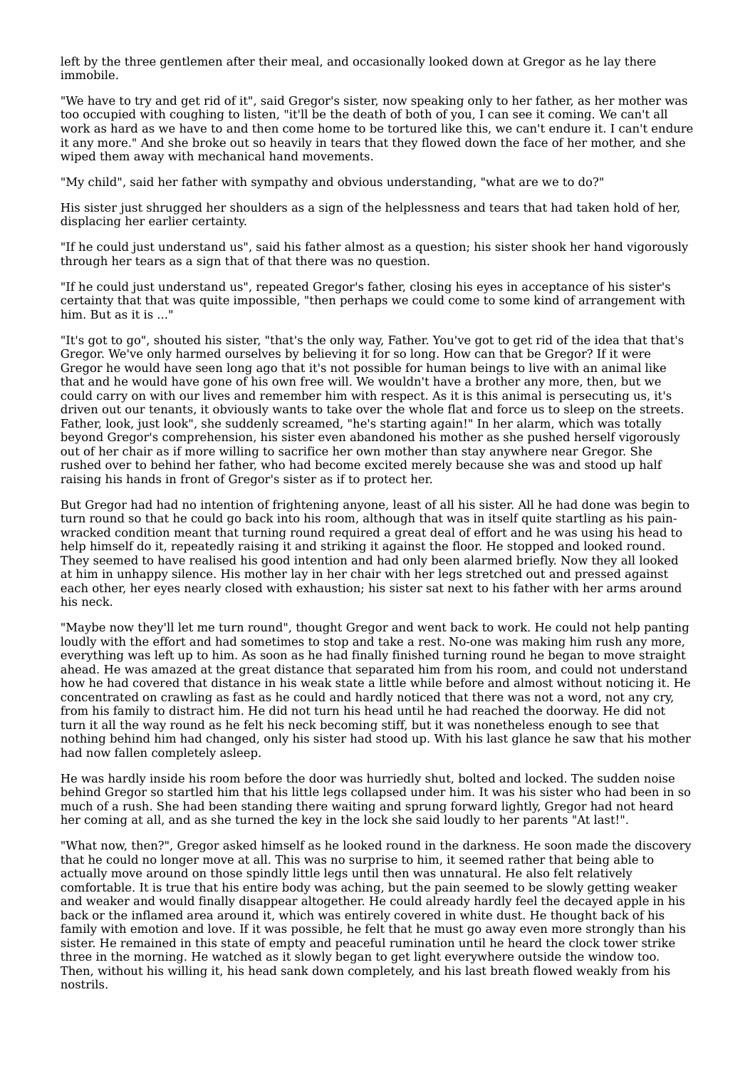left by the three gentlemen after their meal, and occasionally looked down at Gregor as he lay there immobile.

"We have to try and get rid of it", said Gregor's sister, now speaking only to her father, as her mother was too occupied with coughing to listen, "it'll be the death of both of you, I can see it coming. We can't all work as hard as we have to and then come home to be tortured like this, we can't endure it. I can't endure it any more." And she broke out so heavily in tears that they flowed down the face of her mother, and she wiped them away with mechanical hand movements.

"My child", said her father with sympathy and obvious understanding, "what are we to do?"

His sister just shrugged her shoulders as a sign of the helplessness and tears that had taken hold of her, displacing her earlier certainty.

"If he could just understand us", said his father almost as a question; his sister shook her hand vigorously through her tears as a sign that of that there was no question.

"If he could just understand us", repeated Gregor's father, closing his eyes in acceptance of his sister's certainty that that was quite impossible, "then perhaps we could come to some kind of arrangement with him. But as it is ..."

"It's got to go", shouted his sister, "that's the only way, Father. You've got to get rid of the idea that that's Gregor. We've only harmed ourselves by believing it for so long. How can that be Gregor? If it were Gregor he would have seen long ago that it's not possible for human beings to live with an animal like that and he would have gone of his own free will. We wouldn't have a brother any more, then, but we could carry on with our lives and remember him with respect. As it is this animal is persecuting us, it's driven out our tenants, it obviously wants to take over the whole flat and force us to sleep on the streets. Father, look, just look", she suddenly screamed, "he's starting again!" In her alarm, which was totally beyond Gregor's comprehension, his sister even abandoned his mother as she pushed herself vigorously out of her chair as if more willing to sacrifice her own mother than stay anywhere near Gregor. She rushed over to behind her father, who had become excited merely because she was and stood up half raising his hands in front of Gregor's sister as if to protect her.

But Gregor had had no intention of frightening anyone, least of all his sister. All he had done was begin to turn round so that he could go back into his room, although that was in itself quite startling as his pain-wracked condition meant that turning round required a great deal of effort and he was using his head to help himself do it, repeatedly raising it and striking it against the floor. He stopped and looked round. They seemed to have realised his good intention and had only been alarmed briefly. Now they all looked at him in unhappy silence. His mother lay in her chair with her legs stretched out and pressed against each other, her eyes nearly closed with exhaustion; his sister sat next to his father with her arms around his neck.

"Maybe now they'll let me turn round", thought Gregor and went back to work. He could not help panting loudly with the effort and had sometimes to stop and take a rest. No-one was making him rush any more, everything was left up to him. As soon as he had finally finished turning round he began to move straight ahead. He was amazed at the great distance that separated him from his room, and could not understand how he had covered that distance in his weak state a little while before and almost without noticing it. He concentrated on crawling as fast as he could and hardly noticed that there was not a word, not any cry, from his family to distract him. He did not turn his head until he had reached the doorway. He did not turn it all the way round as he felt his neck becoming stiff, but it was nonetheless enough to see that nothing behind him had changed, only his sister had stood up. With his last glance he saw that his mother had now fallen completely asleep.

He was hardly inside his room before the door was hurriedly shut, bolted and locked. The sudden noise behind Gregor so startled him that his little legs collapsed under him. It was his sister who had been in so much of a rush. She had been standing there waiting and sprung forward lightly, Gregor had not heard her coming at all, and as she turned the key in the lock she said loudly to her parents "At last!".

"What now, then?", Gregor asked himself as he looked round in the darkness. He soon made the discovery that he could no longer move at all. This was no surprise to him, it seemed rather that being able to actually move around on those spindly little legs until then was unnatural. He also felt relatively comfortable. It is true that his entire body was aching, but the pain seemed to be slowly getting weaker and weaker and would finally disappear altogether. He could already hardly feel the decayed apple in his back or the inflamed area around it, which was entirely covered in white dust. He thought back of his family with emotion and love. If it was possible, he felt that he must go away even more strongly than his sister. He remained in this state of empty and peaceful rumination until he heard the clock tower strike three in the morning. He watched as it slowly began to get light everywhere outside the window too. Then, without his willing it, his head sank down completely, and his last breath flowed weakly from his nostrils.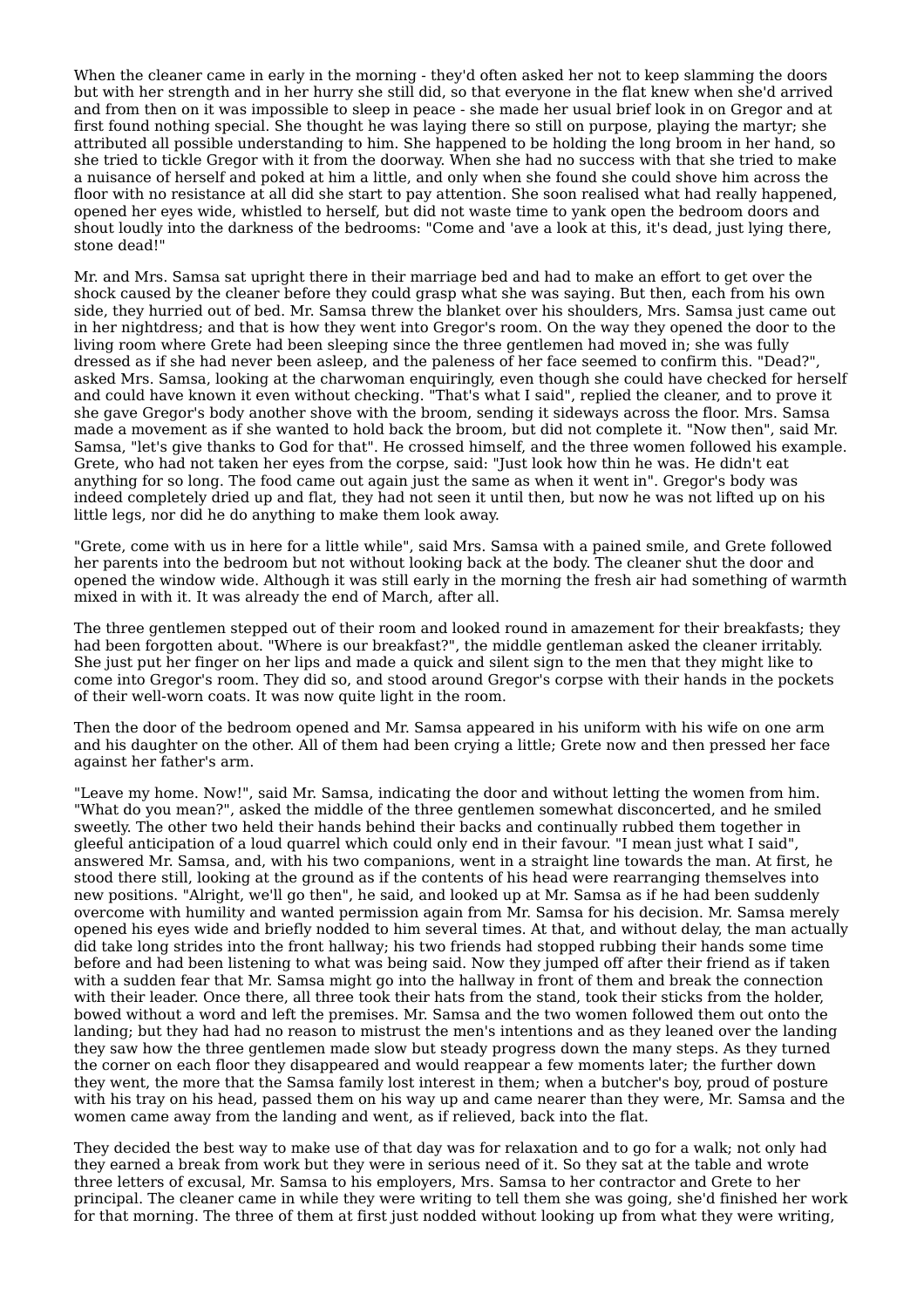When the cleaner came in early in the morning - they'd often asked her not to keep slamming the doors but with her strength and in her hurry she still did, so that everyone in the flat knew when she'd arrived and from then on it was impossible to sleep in peace - she made her usual brief look in on Gregor and at first found nothing special. She thought he was laying there so still on purpose, playing the martyr; she attributed all possible understanding to him. She happened to be holding the long broom in her hand, so she tried to tickle Gregor with it from the doorway. When she had no success with that she tried to make a nuisance of herself and poked at him a little, and only when she found she could shove him across the floor with no resistance at all did she start to pay attention. She soon realised what had really happened, opened her eyes wide, whistled to herself, but did not waste time to yank open the bedroom doors and shout loudly into the darkness of the bedrooms: "Come and 'ave a look at this, it's dead, just lying there, stone dead!"

Mr. and Mrs. Samsa sat upright there in their marriage bed and had to make an effort to get over the shock caused by the cleaner before they could grasp what she was saying. But then, each from his own side, they hurried out of bed. Mr. Samsa threw the blanket over his shoulders, Mrs. Samsa just came out in her nightdress; and that is how they went into Gregor's room. On the way they opened the door to the living room where Grete had been sleeping since the three gentlemen had moved in; she was fully dressed as if she had never been asleep, and the paleness of her face seemed to confirm this. "Dead?", asked Mrs. Samsa, looking at the charwoman enquiringly, even though she could have checked for herself and could have known it even without checking. "That's what I said", replied the cleaner, and to prove it she gave Gregor's body another shove with the broom, sending it sideways across the floor. Mrs. Samsa made a movement as if she wanted to hold back the broom, but did not complete it. "Now then", said Mr. Samsa, "let's give thanks to God for that". He crossed himself, and the three women followed his example. Grete, who had not taken her eyes from the corpse, said: "Just look how thin he was. He didn't eat anything for so long. The food came out again just the same as when it went in". Gregor's body was indeed completely dried up and flat, they had not seen it until then, but now he was not lifted up on his little legs, nor did he do anything to make them look away.

"Grete, come with us in here for a little while", said Mrs. Samsa with a pained smile, and Grete followed her parents into the bedroom but not without looking back at the body. The cleaner shut the door and opened the window wide. Although it was still early in the morning the fresh air had something of warmth mixed in with it. It was already the end of March, after all.

The three gentlemen stepped out of their room and looked round in amazement for their breakfasts; they had been forgotten about. "Where is our breakfast?", the middle gentleman asked the cleaner irritably. She just put her finger on her lips and made a quick and silent sign to the men that they might like to come into Gregor's room. They did so, and stood around Gregor's corpse with their hands in the pockets of their well-worn coats. It was now quite light in the room.

Then the door of the bedroom opened and Mr. Samsa appeared in his uniform with his wife on one arm and his daughter on the other. All of them had been crying a little; Grete now and then pressed her face against her father's arm.

"Leave my home. Now!", said Mr. Samsa, indicating the door and without letting the women from him. "What do you mean?", asked the middle of the three gentlemen somewhat disconcerted, and he smiled sweetly. The other two held their hands behind their backs and continually rubbed them together in gleeful anticipation of a loud quarrel which could only end in their favour. "I mean just what I said", answered Mr. Samsa, and, with his two companions, went in a straight line towards the man. At first, he stood there still, looking at the ground as if the contents of his head were rearranging themselves into new positions. "Alright, we'll go then", he said, and looked up at Mr. Samsa as if he had been suddenly overcome with humility and wanted permission again from Mr. Samsa for his decision. Mr. Samsa merely opened his eyes wide and briefly nodded to him several times. At that, and without delay, the man actually did take long strides into the front hallway; his two friends had stopped rubbing their hands some time before and had been listening to what was being said. Now they jumped off after their friend as if taken with a sudden fear that Mr. Samsa might go into the hallway in front of them and break the connection with their leader. Once there, all three took their hats from the stand, took their sticks from the holder, bowed without a word and left the premises. Mr. Samsa and the two women followed them out onto the landing; but they had had no reason to mistrust the men's intentions and as they leaned over the landing they saw how the three gentlemen made slow but steady progress down the many steps. As they turned the corner on each floor they disappeared and would reappear a few moments later; the further down they went, the more that the Samsa family lost interest in them; when a butcher's boy, proud of posture with his tray on his head, passed them on his way up and came nearer than they were, Mr. Samsa and the women came away from the landing and went, as if relieved, back into the flat.

They decided the best way to make use of that day was for relaxation and to go for a walk; not only had they earned a break from work but they were in serious need of it. So they sat at the table and wrote three letters of excusal, Mr. Samsa to his employers, Mrs. Samsa to her contractor and Grete to her principal. The cleaner came in while they were writing to tell them she was going, she'd finished her work for that morning. The three of them at first just nodded without looking up from what they were writing,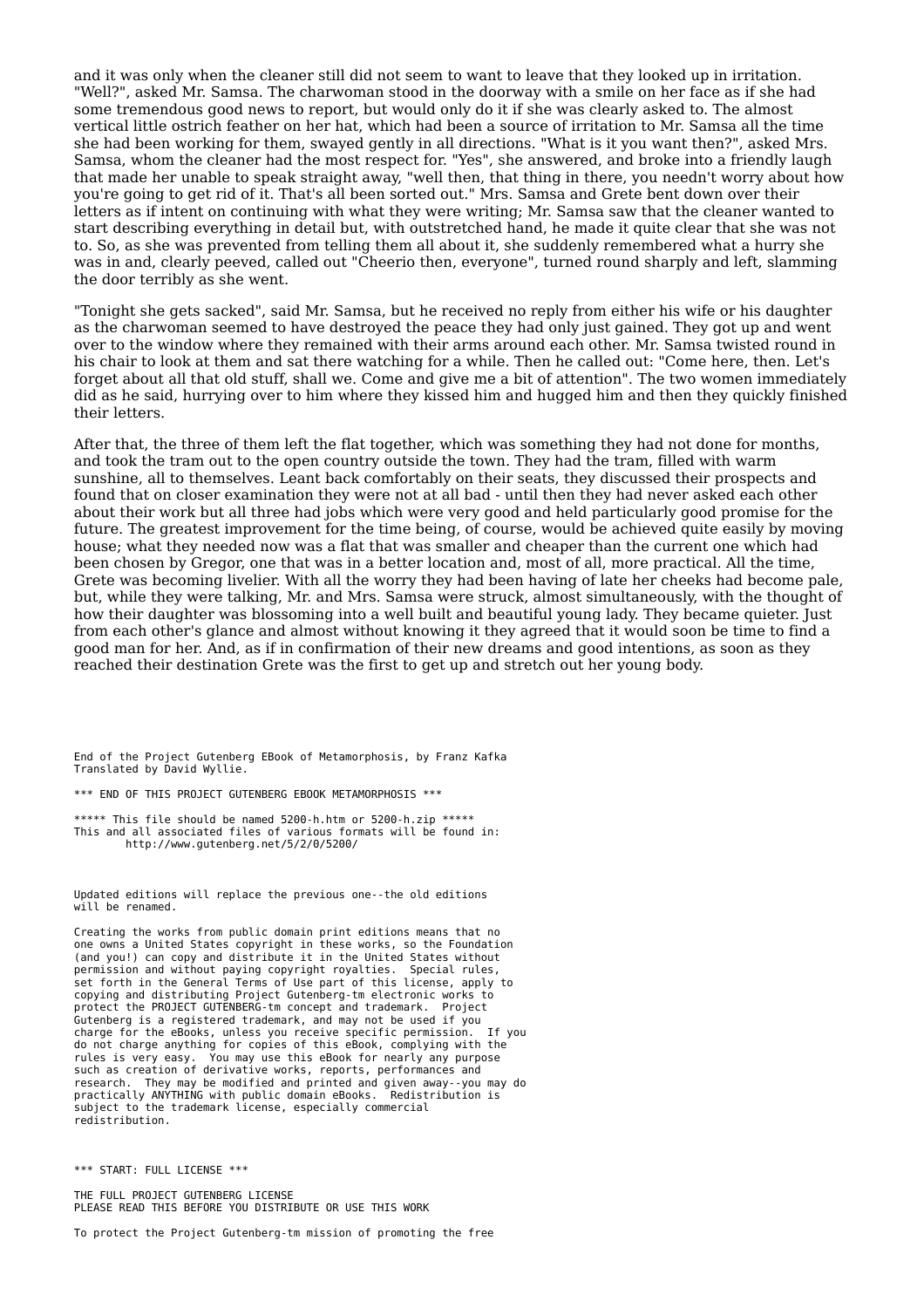and it was only when the cleaner still did not seem to want to leave that they looked up in irritation. "Well?", asked Mr. Samsa. The charwoman stood in the doorway with a smile on her face as if she had some tremendous good news to report, but would only do it if she was clearly asked to. The almost vertical little ostrich feather on her hat, which had been a source of irritation to Mr. Samsa all the time she had been working for them, swayed gently in all directions. "What is it you want then?", asked Mrs. Samsa, whom the cleaner had the most respect for. "Yes", she answered, and broke into a friendly laugh that made her unable to speak straight away, "well then, that thing in there, you needn't worry about how you're going to get rid of it. That's all been sorted out." Mrs. Samsa and Grete bent down over their letters as if intent on continuing with what they were writing; Mr. Samsa saw that the cleaner wanted to start describing everything in detail but, with outstretched hand, he made it quite clear that she was not to. So, as she was prevented from telling them all about it, she suddenly remembered what a hurry she was in and, clearly peeved, called out "Cheerio then, everyone", turned round sharply and left, slamming the door terribly as she went.

"Tonight she gets sacked", said Mr. Samsa, but he received no reply from either his wife or his daughter as the charwoman seemed to have destroyed the peace they had only just gained. They got up and went over to the window where they remained with their arms around each other. Mr. Samsa twisted round in his chair to look at them and sat there watching for a while. Then he called out: "Come here, then. Let's forget about all that old stuff, shall we. Come and give me a bit of attention". The two women immediately did as he said, hurrying over to him where they kissed him and hugged him and then they quickly finished their letters.

After that, the three of them left the flat together, which was something they had not done for months, and took the tram out to the open country outside the town. They had the tram, filled with warm sunshine, all to themselves. Leant back comfortably on their seats, they discussed their prospects and found that on closer examination they were not at all bad - until then they had never asked each other about their work but all three had jobs which were very good and held particularly good promise for the future. The greatest improvement for the time being, of course, would be achieved quite easily by moving house; what they needed now was a flat that was smaller and cheaper than the current one which had been chosen by Gregor, one that was in a better location and, most of all, more practical. All the time, Grete was becoming livelier. With all the worry they had been having of late her cheeks had become pale, but, while they were talking, Mr. and Mrs. Samsa were struck, almost simultaneously, with the thought of how their daughter was blossoming into a well built and beautiful young lady. They became quieter. Just from each other's glance and almost without knowing it they agreed that it would soon be time to find a good man for her. And, as if in confirmation of their new dreams and good intentions, as soon as they reached their destination Grete was the first to get up and stretch out her young body.

```
End of the Project Gutenberg EBook of Metamorphosis, by Franz Kafka
Translated by David Wyllie.

*** END OF THIS PROJECT GUTENBERG EBOOK METAMORPHOSIS ***

***** This file should be named 5200-h.htm or 5200-h.zip *****
This and all associated files of various formats will be found in:
        http://www.gutenberg.net/5/2/0/5200/


Updated editions will replace the previous one--the old editions
will be renamed.

Creating the works from public domain print editions means that no
one owns a United States copyright in these works, so the Foundation
(and you!) can copy and distribute it in the United States without
permission and without paying copyright royalties.  Special rules,
set forth in the General Terms of Use part of this license, apply to
copying and distributing Project Gutenberg-tm electronic works to
protect the PROJECT GUTENBERG-tm concept and trademark.  Project
Gutenberg is a registered trademark, and may not be used if you
charge for the eBooks, unless you receive specific permission.  If you
do not charge anything for copies of this eBook, complying with the
rules is very easy.  You may use this eBook for nearly any purpose
such as creation of derivative works, reports, performances and
research.  They may be modified and printed and given away--you may do
practically ANYTHING with public domain eBooks.  Redistribution is
subject to the trademark license, especially commercial
redistribution.


*** START: FULL LICENSE ***

THE FULL PROJECT GUTENBERG LICENSE
PLEASE READ THIS BEFORE YOU DISTRIBUTE OR USE THIS WORK

To protect the Project Gutenberg-tm mission of promoting the free
```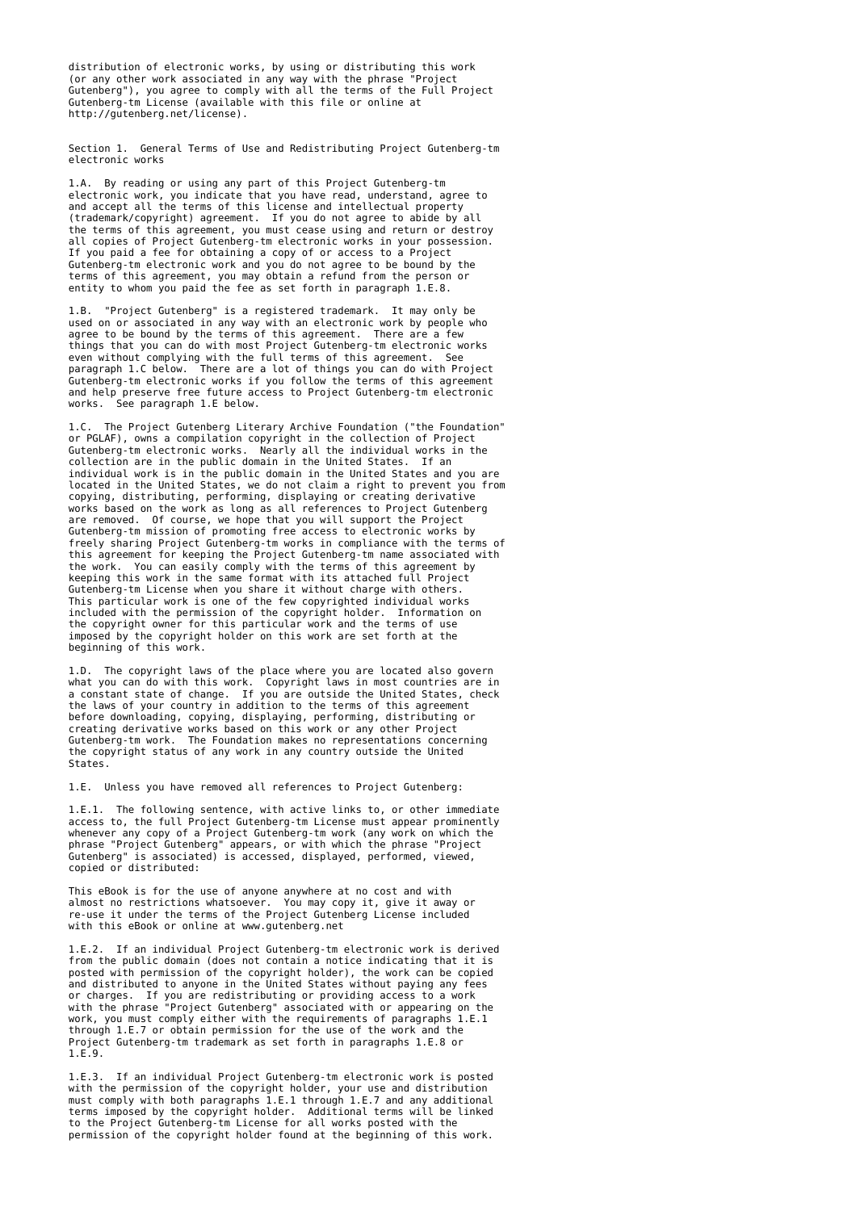distribution of electronic works, by using or distributing this work (or any other work associated in any way with the phrase "Project Gutenberg"), you agree to comply with all the terms of the Full Project Gutenberg-tm License (available with this file or online at http://gutenberg.net/license).

Section 1. General Terms of Use and Redistributing Project Gutenberg-tm electronic works

1.A. By reading or using any part of this Project Gutenberg-tm electronic work, you indicate that you have read, understand, agree to and accept all the terms of this license and intellectual property (trademark/copyright) agreement. If you do not agree to abide by all the terms of this agreement, you must cease using and return or destroy all copies of Project Gutenberg-tm electronic works in your possession. If you paid a fee for obtaining a copy of or access to a Project Gutenberg-tm electronic work and you do not agree to be bound by the terms of this agreement, you may obtain a refund from the person or entity to whom you paid the fee as set forth in paragraph 1.E.8.

1.B. "Project Gutenberg" is a registered trademark. It may only be used on or associated in any way with an electronic work by people who agree to be bound by the terms of this agreement. There are a few things that you can do with most Project Gutenberg-tm electronic works even without complying with the full terms of this agreement. See paragraph 1.C below. There are a lot of things you can do with Project Gutenberg-tm electronic works if you follow the terms of this agreement and help preserve free future access to Project Gutenberg-tm electronic works. See paragraph 1.E below.

1.C. The Project Gutenberg Literary Archive Foundation ("the Foundation" or PGLAF), owns a compilation copyright in the collection of Project Gutenberg-tm electronic works. Nearly all the individual works in the collection are in the public domain in the United States. If an individual work is in the public domain in the United States and you are located in the United States, we do not claim a right to prevent you from copying, distributing, performing, displaying or creating derivative works based on the work as long as all references to Project Gutenberg are removed. Of course, we hope that you will support the Project Gutenberg-tm mission of promoting free access to electronic works by freely sharing Project Gutenberg-tm works in compliance with the terms of this agreement for keeping the Project Gutenberg-tm name associated with the work. You can easily comply with the terms of this agreement by keeping this work in the same format with its attached full Project Gutenberg-tm License when you share it without charge with others. This particular work is one of the few copyrighted individual works included with the permission of the copyright holder. Information on the copyright owner for this particular work and the terms of use imposed by the copyright holder on this work are set forth at the beginning of this work.

1.D. The copyright laws of the place where you are located also govern what you can do with this work. Copyright laws in most countries are in a constant state of change. If you are outside the United States, check the laws of your country in addition to the terms of this agreement before downloading, copying, displaying, performing, distributing or creating derivative works based on this work or any other Project Gutenberg-tm work. The Foundation makes no representations concerning the copyright status of any work in any country outside the United States.

1.E. Unless you have removed all references to Project Gutenberg:

1.E.1. The following sentence, with active links to, or other immediate access to, the full Project Gutenberg-tm License must appear prominently whenever any copy of a Project Gutenberg-tm work (any work on which the phrase "Project Gutenberg" appears, or with which the phrase "Project Gutenberg" is associated) is accessed, displayed, performed, viewed, copied or distributed:

This eBook is for the use of anyone anywhere at no cost and with almost no restrictions whatsoever. You may copy it, give it away or re-use it under the terms of the Project Gutenberg License included with this eBook or online at www.gutenberg.net

1.E.2. If an individual Project Gutenberg-tm electronic work is derived from the public domain (does not contain a notice indicating that it is posted with permission of the copyright holder), the work can be copied and distributed to anyone in the United States without paying any fees or charges. If you are redistributing or providing access to a work with the phrase "Project Gutenberg" associated with or appearing on the work, you must comply either with the requirements of paragraphs 1.E.1 through 1.E.7 or obtain permission for the use of the work and the Project Gutenberg-tm trademark as set forth in paragraphs 1.E.8 or 1.E.9.

1.E.3. If an individual Project Gutenberg-tm electronic work is posted with the permission of the copyright holder, your use and distribution must comply with both paragraphs 1.E.1 through 1.E.7 and any additional terms imposed by the copyright holder. Additional terms will be linked to the Project Gutenberg-tm License for all works posted with the permission of the copyright holder found at the beginning of this work.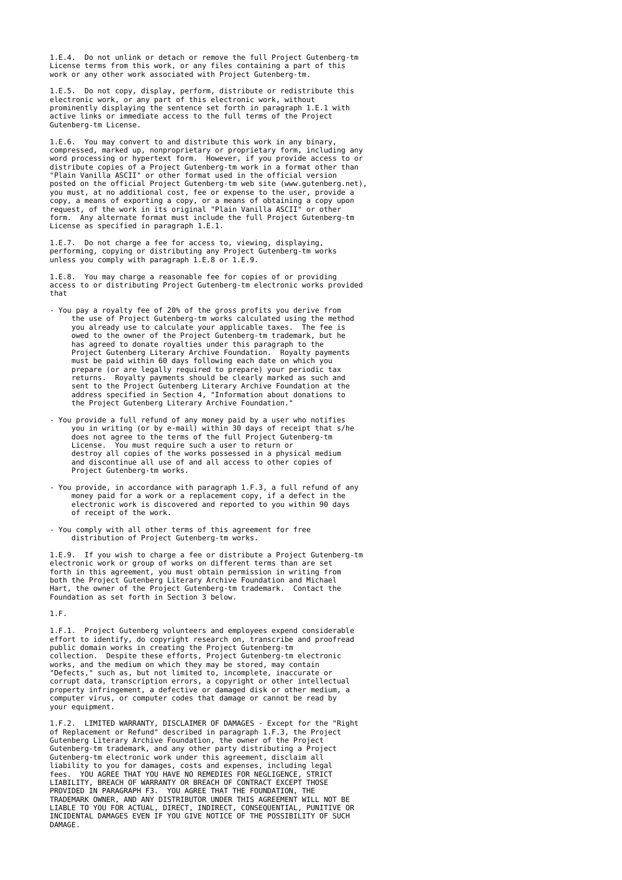1.E.4. Do not unlink or detach or remove the full Project Gutenberg-tm License terms from this work, or any files containing a part of this work or any other work associated with Project Gutenberg-tm.

1.E.5. Do not copy, display, perform, distribute or redistribute this electronic work, or any part of this electronic work, without prominently displaying the sentence set forth in paragraph 1.E.1 with active links or immediate access to the full terms of the Project Gutenberg-tm License.

1.E.6. You may convert to and distribute this work in any binary, compressed, marked up, nonproprietary or proprietary form, including any word processing or hypertext form. However, if you provide access to or distribute copies of a Project Gutenberg-tm work in a format other than "Plain Vanilla ASCII" or other format used in the official version posted on the official Project Gutenberg-tm web site (www.gutenberg.net), you must, at no additional cost, fee or expense to the user, provide a copy, a means of exporting a copy, or a means of obtaining a copy upon request, of the work in its original "Plain Vanilla ASCII" or other form. Any alternate format must include the full Project Gutenberg-tm License as specified in paragraph 1.E.1.

1.E.7. Do not charge a fee for access to, viewing, displaying, performing, copying or distributing any Project Gutenberg-tm works unless you comply with paragraph 1.E.8 or 1.E.9.

1.E.8. You may charge a reasonable fee for copies of or providing access to or distributing Project Gutenberg-tm electronic works provided that

- You pay a royalty fee of 20% of the gross profits you derive from the use of Project Gutenberg-tm works calculated using the method you already use to calculate your applicable taxes. The fee is owed to the owner of the Project Gutenberg-tm trademark, but he has agreed to donate royalties under this paragraph to the Project Gutenberg Literary Archive Foundation. Royalty payments must be paid within 60 days following each date on which you prepare (or are legally required to prepare) your periodic tax returns. Royalty payments should be clearly marked as such and sent to the Project Gutenberg Literary Archive Foundation at the address specified in Section 4, "Information about donations to the Project Gutenberg Literary Archive Foundation."

- You provide a full refund of any money paid by a user who notifies you in writing (or by e-mail) within 30 days of receipt that s/he does not agree to the terms of the full Project Gutenberg-tm License. You must require such a user to return or destroy all copies of the works possessed in a physical medium and discontinue all use of and all access to other copies of Project Gutenberg-tm works.

- You provide, in accordance with paragraph 1.F.3, a full refund of any money paid for a work or a replacement copy, if a defect in the electronic work is discovered and reported to you within 90 days of receipt of the work.

- You comply with all other terms of this agreement for free distribution of Project Gutenberg-tm works.

1.E.9. If you wish to charge a fee or distribute a Project Gutenberg-tm electronic work or group of works on different terms than are set forth in this agreement, you must obtain permission in writing from both the Project Gutenberg Literary Archive Foundation and Michael Hart, the owner of the Project Gutenberg-tm trademark. Contact the Foundation as set forth in Section 3 below.

1.F.

1.F.1. Project Gutenberg volunteers and employees expend considerable effort to identify, do copyright research on, transcribe and proofread public domain works in creating the Project Gutenberg-tm collection. Despite these efforts, Project Gutenberg-tm electronic works, and the medium on which they may be stored, may contain "Defects," such as, but not limited to, incomplete, inaccurate or corrupt data, transcription errors, a copyright or other intellectual property infringement, a defective or damaged disk or other medium, a computer virus, or computer codes that damage or cannot be read by your equipment.

1.F.2. LIMITED WARRANTY, DISCLAIMER OF DAMAGES - Except for the "Right of Replacement or Refund" described in paragraph 1.F.3, the Project Gutenberg Literary Archive Foundation, the owner of the Project Gutenberg-tm trademark, and any other party distributing a Project Gutenberg-tm electronic work under this agreement, disclaim all liability to you for damages, costs and expenses, including legal fees. YOU AGREE THAT YOU HAVE NO REMEDIES FOR NEGLIGENCE, STRICT LIABILITY, BREACH OF WARRANTY OR BREACH OF CONTRACT EXCEPT THOSE PROVIDED IN PARAGRAPH F3. YOU AGREE THAT THE FOUNDATION, THE TRADEMARK OWNER, AND ANY DISTRIBUTOR UNDER THIS AGREEMENT WILL NOT BE LIABLE TO YOU FOR ACTUAL, DIRECT, INDIRECT, CONSEQUENTIAL, PUNITIVE OR INCIDENTAL DAMAGES EVEN IF YOU GIVE NOTICE OF THE POSSIBILITY OF SUCH DAMAGE.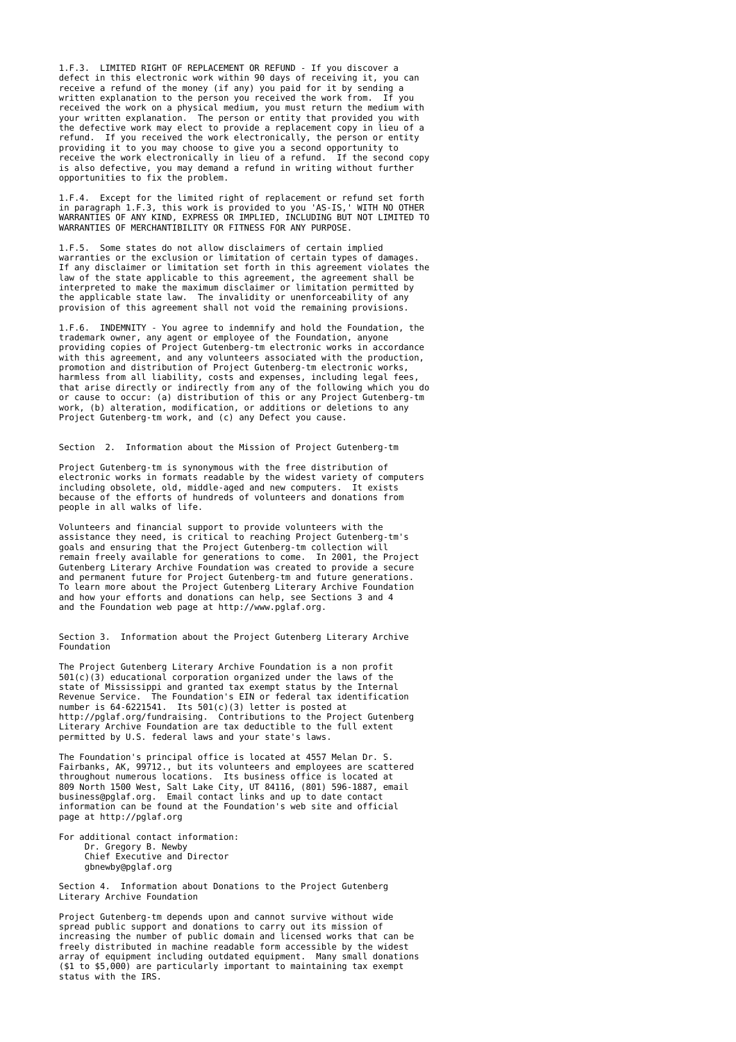1.F.3. LIMITED RIGHT OF REPLACEMENT OR REFUND - If you discover a defect in this electronic work within 90 days of receiving it, you can receive a refund of the money (if any) you paid for it by sending a written explanation to the person you received the work from. If you received the work on a physical medium, you must return the medium with your written explanation. The person or entity that provided you with the defective work may elect to provide a replacement copy in lieu of a refund. If you received the work electronically, the person or entity providing it to you may choose to give you a second opportunity to receive the work electronically in lieu of a refund. If the second copy is also defective, you may demand a refund in writing without further opportunities to fix the problem.

1.F.4. Except for the limited right of replacement or refund set forth in paragraph 1.F.3, this work is provided to you 'AS-IS,' WITH NO OTHER WARRANTIES OF ANY KIND, EXPRESS OR IMPLIED, INCLUDING BUT NOT LIMITED TO WARRANTIES OF MERCHANTIBILITY OR FITNESS FOR ANY PURPOSE.

1.F.5. Some states do not allow disclaimers of certain implied warranties or the exclusion or limitation of certain types of damages. If any disclaimer or limitation set forth in this agreement violates the law of the state applicable to this agreement, the agreement shall be interpreted to make the maximum disclaimer or limitation permitted by the applicable state law. The invalidity or unenforceability of any provision of this agreement shall not void the remaining provisions.

1.F.6. INDEMNITY - You agree to indemnify and hold the Foundation, the trademark owner, any agent or employee of the Foundation, anyone providing copies of Project Gutenberg-tm electronic works in accordance with this agreement, and any volunteers associated with the production, promotion and distribution of Project Gutenberg-tm electronic works, harmless from all liability, costs and expenses, including legal fees, that arise directly or indirectly from any of the following which you do or cause to occur: (a) distribution of this or any Project Gutenberg-tm work, (b) alteration, modification, or additions or deletions to any Project Gutenberg-tm work, and (c) any Defect you cause.

## Section 2. Information about the Mission of Project Gutenberg-tm

Project Gutenberg-tm is synonymous with the free distribution of electronic works in formats readable by the widest variety of computers including obsolete, old, middle-aged and new computers. It exists because of the efforts of hundreds of volunteers and donations from people in all walks of life.

Volunteers and financial support to provide volunteers with the assistance they need, is critical to reaching Project Gutenberg-tm's goals and ensuring that the Project Gutenberg-tm collection will remain freely available for generations to come. In 2001, the Project Gutenberg Literary Archive Foundation was created to provide a secure and permanent future for Project Gutenberg-tm and future generations. To learn more about the Project Gutenberg Literary Archive Foundation and how your efforts and donations can help, see Sections 3 and 4 and the Foundation web page at http://www.pglaf.org.

## Section 3. Information about the Project Gutenberg Literary Archive Foundation

The Project Gutenberg Literary Archive Foundation is a non profit 501(c)(3) educational corporation organized under the laws of the state of Mississippi and granted tax exempt status by the Internal Revenue Service. The Foundation's EIN or federal tax identification number is 64-6221541. Its 501(c)(3) letter is posted at http://pglaf.org/fundraising. Contributions to the Project Gutenberg Literary Archive Foundation are tax deductible to the full extent permitted by U.S. federal laws and your state's laws.

The Foundation's principal office is located at 4557 Melan Dr. S. Fairbanks, AK, 99712., but its volunteers and employees are scattered throughout numerous locations. Its business office is located at 809 North 1500 West, Salt Lake City, UT 84116, (801) 596-1887, email business@pglaf.org. Email contact links and up to date contact information can be found at the Foundation's web site and official page at http://pglaf.org

For additional contact information:
Dr. Gregory B. Newby
Chief Executive and Director
gbnewby@pglaf.org

## Section 4. Information about Donations to the Project Gutenberg Literary Archive Foundation

Project Gutenberg-tm depends upon and cannot survive without wide spread public support and donations to carry out its mission of increasing the number of public domain and licensed works that can be freely distributed in machine readable form accessible by the widest array of equipment including outdated equipment. Many small donations ($1 to $5,000) are particularly important to maintaining tax exempt status with the IRS.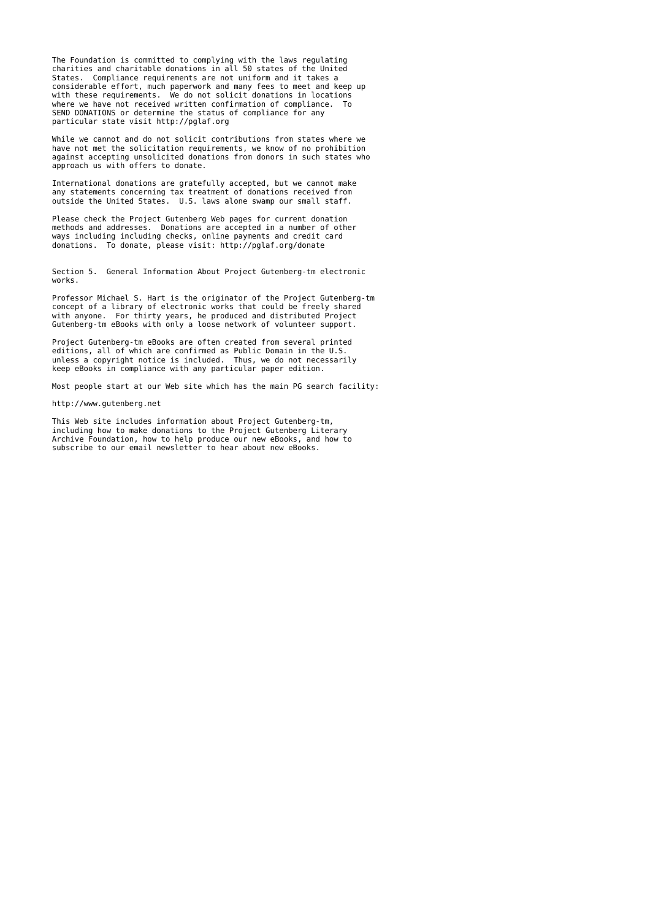The Foundation is committed to complying with the laws regulating charities and charitable donations in all 50 states of the United States. Compliance requirements are not uniform and it takes a considerable effort, much paperwork and many fees to meet and keep up with these requirements. We do not solicit donations in locations where we have not received written confirmation of compliance. To SEND DONATIONS or determine the status of compliance for any particular state visit http://pglaf.org

While we cannot and do not solicit contributions from states where we have not met the solicitation requirements, we know of no prohibition against accepting unsolicited donations from donors in such states who approach us with offers to donate.

International donations are gratefully accepted, but we cannot make any statements concerning tax treatment of donations received from outside the United States. U.S. laws alone swamp our small staff.

Please check the Project Gutenberg Web pages for current donation methods and addresses. Donations are accepted in a number of other ways including including checks, online payments and credit card donations. To donate, please visit: http://pglaf.org/donate

Section 5. General Information About Project Gutenberg-tm electronic works.

Professor Michael S. Hart is the originator of the Project Gutenberg-tm concept of a library of electronic works that could be freely shared with anyone. For thirty years, he produced and distributed Project Gutenberg-tm eBooks with only a loose network of volunteer support.

Project Gutenberg-tm eBooks are often created from several printed editions, all of which are confirmed as Public Domain in the U.S. unless a copyright notice is included. Thus, we do not necessarily keep eBooks in compliance with any particular paper edition.

Most people start at our Web site which has the main PG search facility:

http://www.gutenberg.net

This Web site includes information about Project Gutenberg-tm, including how to make donations to the Project Gutenberg Literary Archive Foundation, how to help produce our new eBooks, and how to subscribe to our email newsletter to hear about new eBooks.